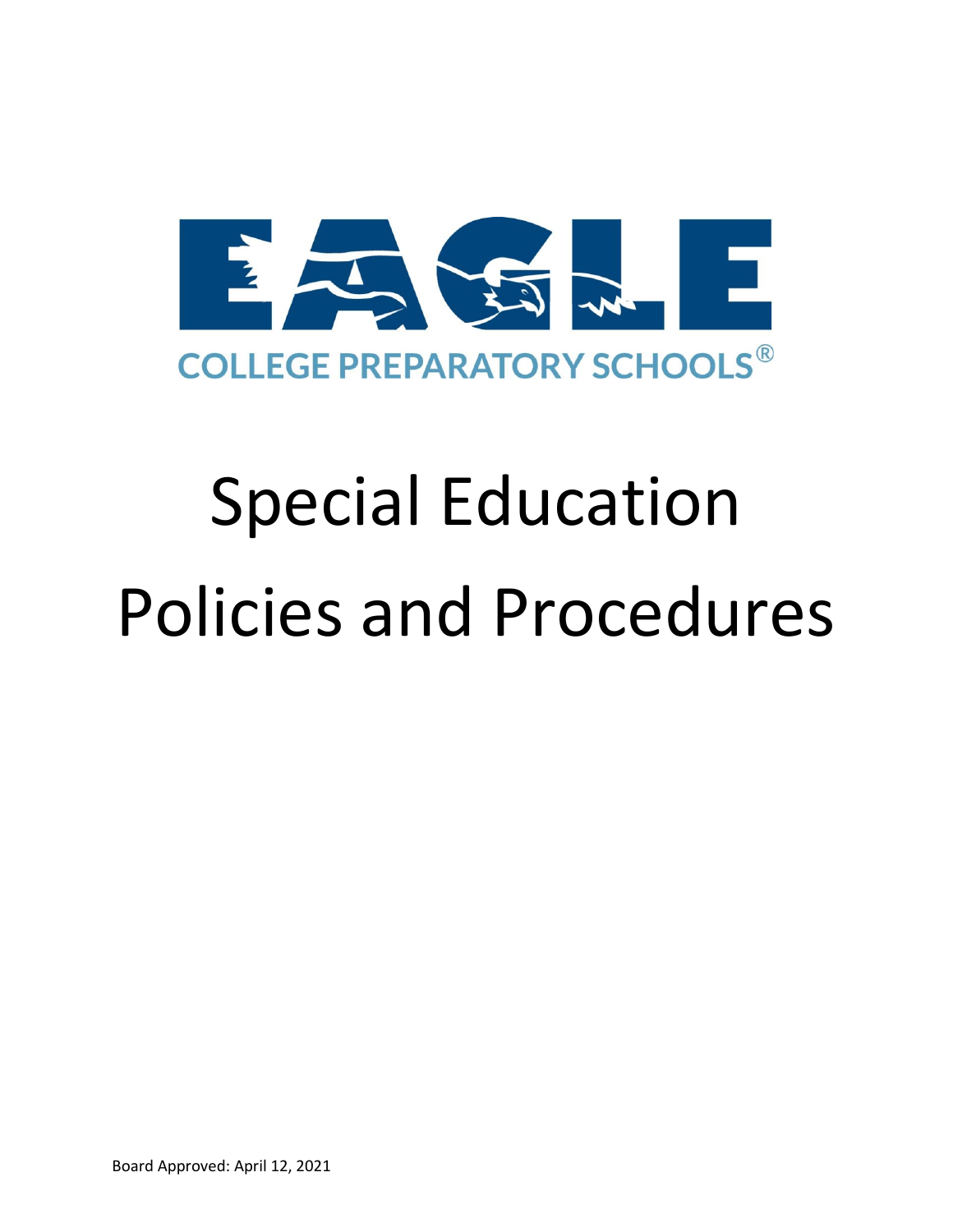EAGLE

COLLEGE PREPARATORY SCHOOLS®

# Special Education Policies and Procedures

Board Approved: April 12, 2021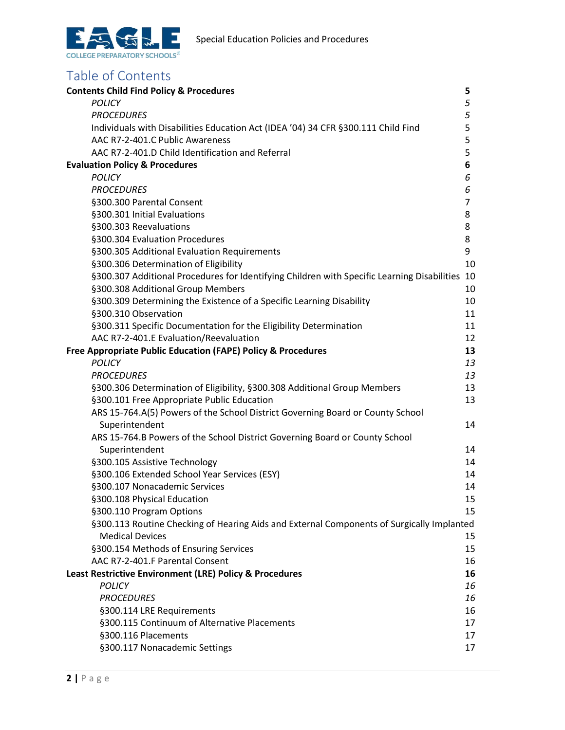## Table of Contents

**Contents Child Find Policy & Procedures** **5**
- *POLICY* *5*
- *PROCEDURES* *5*
- Individuals with Disabilities Education Act (IDEA '04) 34 CFR §300.111 Child Find 5
- AAC R7-2-401.C Public Awareness 5
- AAC R7-2-401.D Child Identification and Referral 5

**Evaluation Policy & Procedures** **6**
- *POLICY* *6*
- *PROCEDURES* *6*
- §300.300 Parental Consent 7
- §300.301 Initial Evaluations 8
- §300.303 Reevaluations 8
- §300.304 Evaluation Procedures 8
- §300.305 Additional Evaluation Requirements 9
- §300.306 Determination of Eligibility 10
- §300.307 Additional Procedures for Identifying Children with Specific Learning Disabilities 10
- §300.308 Additional Group Members 10
- §300.309 Determining the Existence of a Specific Learning Disability 10
- §300.310 Observation 11
- §300.311 Specific Documentation for the Eligibility Determination 11
- AAC R7-2-401.E Evaluation/Reevaluation 12

**Free Appropriate Public Education (FAPE) Policy & Procedures** **13**
- *POLICY* *13*
- *PROCEDURES* *13*
- §300.306 Determination of Eligibility, §300.308 Additional Group Members 13
- §300.101 Free Appropriate Public Education 13
- ARS 15-764.A(5) Powers of the School District Governing Board or County School Superintendent 14
- ARS 15-764.B Powers of the School District Governing Board or County School Superintendent 14
- §300.105 Assistive Technology 14
- §300.106 Extended School Year Services (ESY) 14
- §300.107 Nonacademic Services 14
- §300.108 Physical Education 15
- §300.110 Program Options 15
- §300.113 Routine Checking of Hearing Aids and External Components of Surgically Implanted Medical Devices 15
- §300.154 Methods of Ensuring Services 15
- AAC R7-2-401.F Parental Consent 16

**Least Restrictive Environment (LRE) Policy & Procedures** **16**
- *POLICY* *16*
- *PROCEDURES* *16*
- §300.114 LRE Requirements 16
- §300.115 Continuum of Alternative Placements 17
- §300.116 Placements 17
- §300.117 Nonacademic Settings 17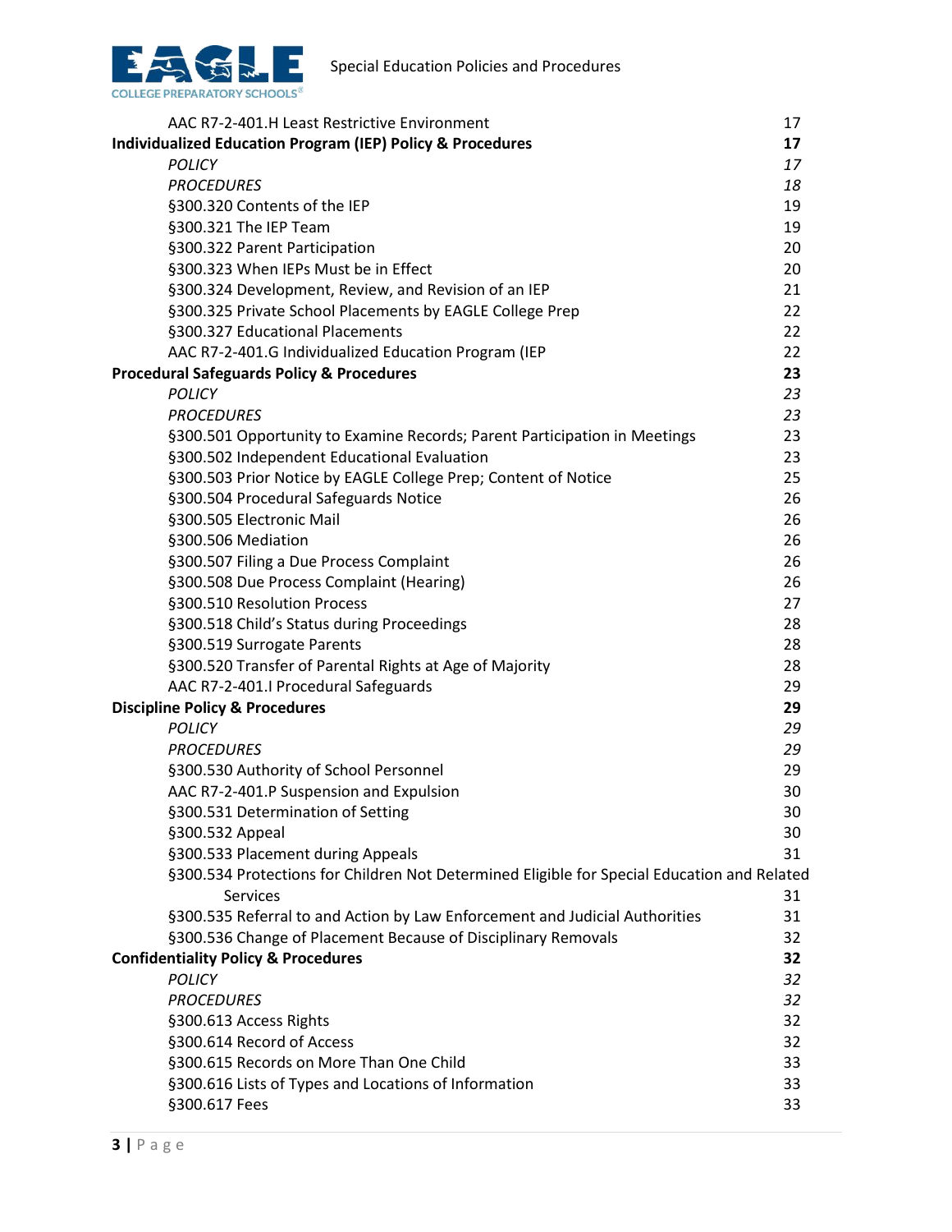| | |
|---|---|
| AAC R7-2-401.H Least Restrictive Environment | 17 |
| **Individualized Education Program (IEP) Policy & Procedures** | **17** |
| *POLICY* | *17* |
| *PROCEDURES* | *18* |
| §300.320 Contents of the IEP | 19 |
| §300.321 The IEP Team | 19 |
| §300.322 Parent Participation | 20 |
| §300.323 When IEPs Must be in Effect | 20 |
| §300.324 Development, Review, and Revision of an IEP | 21 |
| §300.325 Private School Placements by EAGLE College Prep | 22 |
| §300.327 Educational Placements | 22 |
| AAC R7-2-401.G Individualized Education Program (IEP | 22 |
| **Procedural Safeguards Policy & Procedures** | **23** |
| *POLICY* | *23* |
| *PROCEDURES* | *23* |
| §300.501 Opportunity to Examine Records; Parent Participation in Meetings | 23 |
| §300.502 Independent Educational Evaluation | 23 |
| §300.503 Prior Notice by EAGLE College Prep; Content of Notice | 25 |
| §300.504 Procedural Safeguards Notice | 26 |
| §300.505 Electronic Mail | 26 |
| §300.506 Mediation | 26 |
| §300.507 Filing a Due Process Complaint | 26 |
| §300.508 Due Process Complaint (Hearing) | 26 |
| §300.510 Resolution Process | 27 |
| §300.518 Child's Status during Proceedings | 28 |
| §300.519 Surrogate Parents | 28 |
| §300.520 Transfer of Parental Rights at Age of Majority | 28 |
| AAC R7-2-401.I Procedural Safeguards | 29 |
| **Discipline Policy & Procedures** | **29** |
| *POLICY* | *29* |
| *PROCEDURES* | *29* |
| §300.530 Authority of School Personnel | 29 |
| AAC R7-2-401.P Suspension and Expulsion | 30 |
| §300.531 Determination of Setting | 30 |
| §300.532 Appeal | 30 |
| §300.533 Placement during Appeals | 31 |
| §300.534 Protections for Children Not Determined Eligible for Special Education and Related Services | 31 |
| §300.535 Referral to and Action by Law Enforcement and Judicial Authorities | 31 |
| §300.536 Change of Placement Because of Disciplinary Removals | 32 |
| **Confidentiality Policy & Procedures** | **32** |
| *POLICY* | *32* |
| *PROCEDURES* | *32* |
| §300.613 Access Rights | 32 |
| §300.614 Record of Access | 32 |
| §300.615 Records on More Than One Child | 33 |
| §300.616 Lists of Types and Locations of Information | 33 |
| §300.617 Fees | 33 |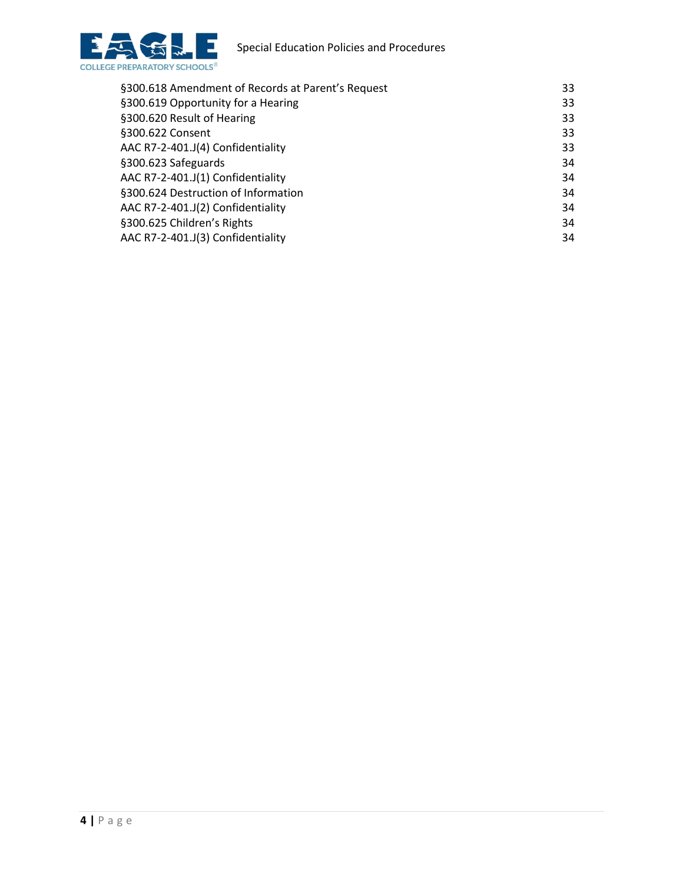| | |
|---|---|
| §300.618 Amendment of Records at Parent's Request | 33 |
| §300.619 Opportunity for a Hearing | 33 |
| §300.620 Result of Hearing | 33 |
| §300.622 Consent | 33 |
| AAC R7-2-401.J(4) Confidentiality | 33 |
| §300.623 Safeguards | 34 |
| AAC R7-2-401.J(1) Confidentiality | 34 |
| §300.624 Destruction of Information | 34 |
| AAC R7-2-401.J(2) Confidentiality | 34 |
| §300.625 Children's Rights | 34 |
| AAC R7-2-401.J(3) Confidentiality | 34 |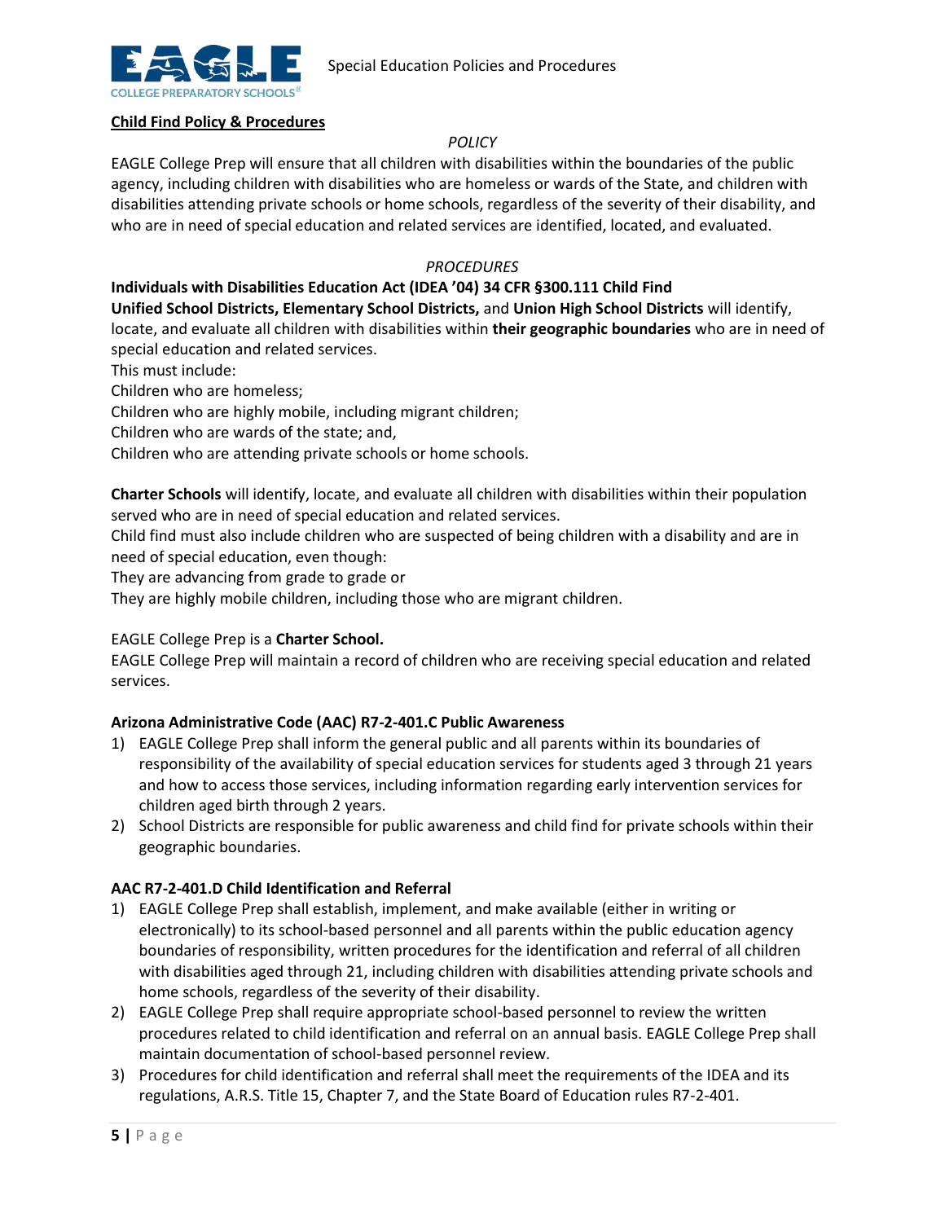**Child Find Policy & Procedures**

*POLICY*

EAGLE College Prep will ensure that all children with disabilities within the boundaries of the public agency, including children with disabilities who are homeless or wards of the State, and children with disabilities attending private schools or home schools, regardless of the severity of their disability, and who are in need of special education and related services are identified, located, and evaluated.

*PROCEDURES*

**Individuals with Disabilities Education Act (IDEA '04) 34 CFR §300.111 Child Find**

**Unified School Districts, Elementary School Districts,** and **Union High School Districts** will identify, locate, and evaluate all children with disabilities within **their geographic boundaries** who are in need of special education and related services.

This must include:

Children who are homeless;

Children who are highly mobile, including migrant children;

Children who are wards of the state; and,

Children who are attending private schools or home schools.

**Charter Schools** will identify, locate, and evaluate all children with disabilities within their population served who are in need of special education and related services.

Child find must also include children who are suspected of being children with a disability and are in need of special education, even though:

They are advancing from grade to grade or

They are highly mobile children, including those who are migrant children.

EAGLE College Prep is a **Charter School.**

EAGLE College Prep will maintain a record of children who are receiving special education and related services.

**Arizona Administrative Code (AAC) R7-2-401.C Public Awareness**

1) EAGLE College Prep shall inform the general public and all parents within its boundaries of responsibility of the availability of special education services for students aged 3 through 21 years and how to access those services, including information regarding early intervention services for children aged birth through 2 years.
2) School Districts are responsible for public awareness and child find for private schools within their geographic boundaries.

**AAC R7-2-401.D Child Identification and Referral**

1) EAGLE College Prep shall establish, implement, and make available (either in writing or electronically) to its school-based personnel and all parents within the public education agency boundaries of responsibility, written procedures for the identification and referral of all children with disabilities aged through 21, including children with disabilities attending private schools and home schools, regardless of the severity of their disability.
2) EAGLE College Prep shall require appropriate school-based personnel to review the written procedures related to child identification and referral on an annual basis. EAGLE College Prep shall maintain documentation of school-based personnel review.
3) Procedures for child identification and referral shall meet the requirements of the IDEA and its regulations, A.R.S. Title 15, Chapter 7, and the State Board of Education rules R7-2-401.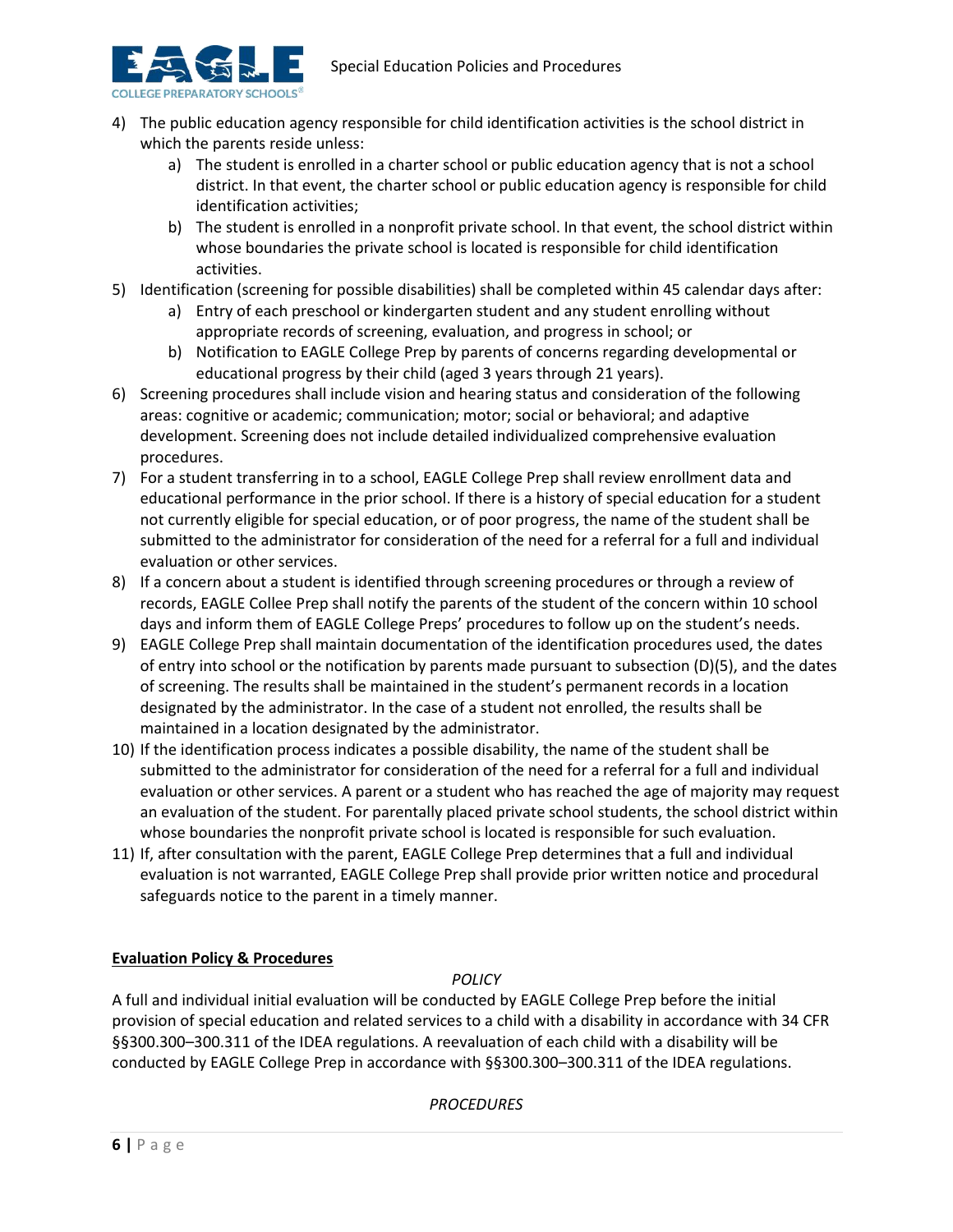4) The public education agency responsible for child identification activities is the school district in which the parents reside unless:
   a) The student is enrolled in a charter school or public education agency that is not a school district. In that event, the charter school or public education agency is responsible for child identification activities;
   b) The student is enrolled in a nonprofit private school. In that event, the school district within whose boundaries the private school is located is responsible for child identification activities.
5) Identification (screening for possible disabilities) shall be completed within 45 calendar days after:
   a) Entry of each preschool or kindergarten student and any student enrolling without appropriate records of screening, evaluation, and progress in school; or
   b) Notification to EAGLE College Prep by parents of concerns regarding developmental or educational progress by their child (aged 3 years through 21 years).
6) Screening procedures shall include vision and hearing status and consideration of the following areas: cognitive or academic; communication; motor; social or behavioral; and adaptive development. Screening does not include detailed individualized comprehensive evaluation procedures.
7) For a student transferring in to a school, EAGLE College Prep shall review enrollment data and educational performance in the prior school. If there is a history of special education for a student not currently eligible for special education, or of poor progress, the name of the student shall be submitted to the administrator for consideration of the need for a referral for a full and individual evaluation or other services.
8) If a concern about a student is identified through screening procedures or through a review of records, EAGLE Collee Prep shall notify the parents of the student of the concern within 10 school days and inform them of EAGLE College Preps' procedures to follow up on the student's needs.
9) EAGLE College Prep shall maintain documentation of the identification procedures used, the dates of entry into school or the notification by parents made pursuant to subsection (D)(5), and the dates of screening. The results shall be maintained in the student's permanent records in a location designated by the administrator. In the case of a student not enrolled, the results shall be maintained in a location designated by the administrator.
10) If the identification process indicates a possible disability, the name of the student shall be submitted to the administrator for consideration of the need for a referral for a full and individual evaluation or other services. A parent or a student who has reached the age of majority may request an evaluation of the student. For parentally placed private school students, the school district within whose boundaries the nonprofit private school is located is responsible for such evaluation.
11) If, after consultation with the parent, EAGLE College Prep determines that a full and individual evaluation is not warranted, EAGLE College Prep shall provide prior written notice and procedural safeguards notice to the parent in a timely manner.

## Evaluation Policy & Procedures

*POLICY*

A full and individual initial evaluation will be conducted by EAGLE College Prep before the initial provision of special education and related services to a child with a disability in accordance with 34 CFR §§300.300–300.311 of the IDEA regulations. A reevaluation of each child with a disability will be conducted by EAGLE College Prep in accordance with §§300.300–300.311 of the IDEA regulations.

*PROCEDURES*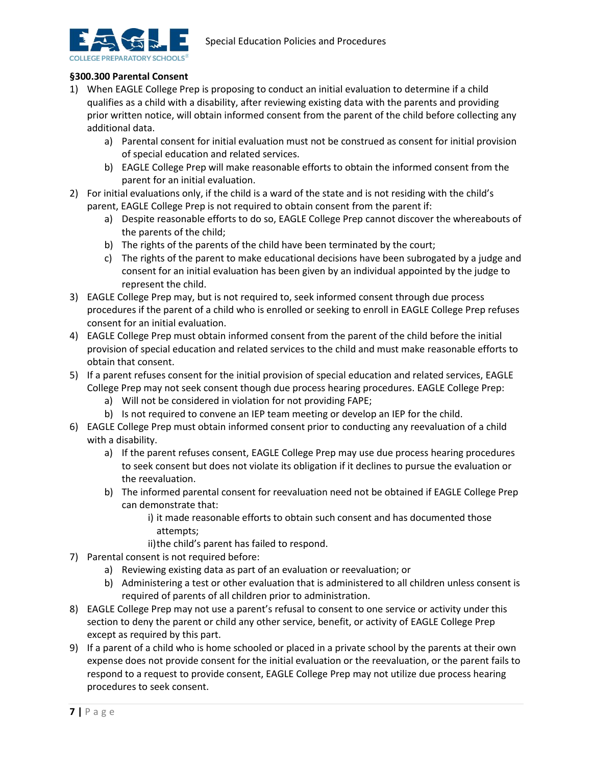**§300.300 Parental Consent**

1) When EAGLE College Prep is proposing to conduct an initial evaluation to determine if a child qualifies as a child with a disability, after reviewing existing data with the parents and providing prior written notice, will obtain informed consent from the parent of the child before collecting any additional data.
    a) Parental consent for initial evaluation must not be construed as consent for initial provision of special education and related services.
    b) EAGLE College Prep will make reasonable efforts to obtain the informed consent from the parent for an initial evaluation.
2) For initial evaluations only, if the child is a ward of the state and is not residing with the child's parent, EAGLE College Prep is not required to obtain consent from the parent if:
    a) Despite reasonable efforts to do so, EAGLE College Prep cannot discover the whereabouts of the parents of the child;
    b) The rights of the parents of the child have been terminated by the court;
    c) The rights of the parent to make educational decisions have been subrogated by a judge and consent for an initial evaluation has been given by an individual appointed by the judge to represent the child.
3) EAGLE College Prep may, but is not required to, seek informed consent through due process procedures if the parent of a child who is enrolled or seeking to enroll in EAGLE College Prep refuses consent for an initial evaluation.
4) EAGLE College Prep must obtain informed consent from the parent of the child before the initial provision of special education and related services to the child and must make reasonable efforts to obtain that consent.
5) If a parent refuses consent for the initial provision of special education and related services, EAGLE College Prep may not seek consent though due process hearing procedures. EAGLE College Prep:
    a) Will not be considered in violation for not providing FAPE;
    b) Is not required to convene an IEP team meeting or develop an IEP for the child.
6) EAGLE College Prep must obtain informed consent prior to conducting any reevaluation of a child with a disability.
    a) If the parent refuses consent, EAGLE College Prep may use due process hearing procedures to seek consent but does not violate its obligation if it declines to pursue the evaluation or the reevaluation.
    b) The informed parental consent for reevaluation need not be obtained if EAGLE College Prep can demonstrate that:
        i) it made reasonable efforts to obtain such consent and has documented those attempts;
        ii) the child's parent has failed to respond.
7) Parental consent is not required before:
    a) Reviewing existing data as part of an evaluation or reevaluation; or
    b) Administering a test or other evaluation that is administered to all children unless consent is required of parents of all children prior to administration.
8) EAGLE College Prep may not use a parent's refusal to consent to one service or activity under this section to deny the parent or child any other service, benefit, or activity of EAGLE College Prep except as required by this part.
9) If a parent of a child who is home schooled or placed in a private school by the parents at their own expense does not provide consent for the initial evaluation or the reevaluation, or the parent fails to respond to a request to provide consent, EAGLE College Prep may not utilize due process hearing procedures to seek consent.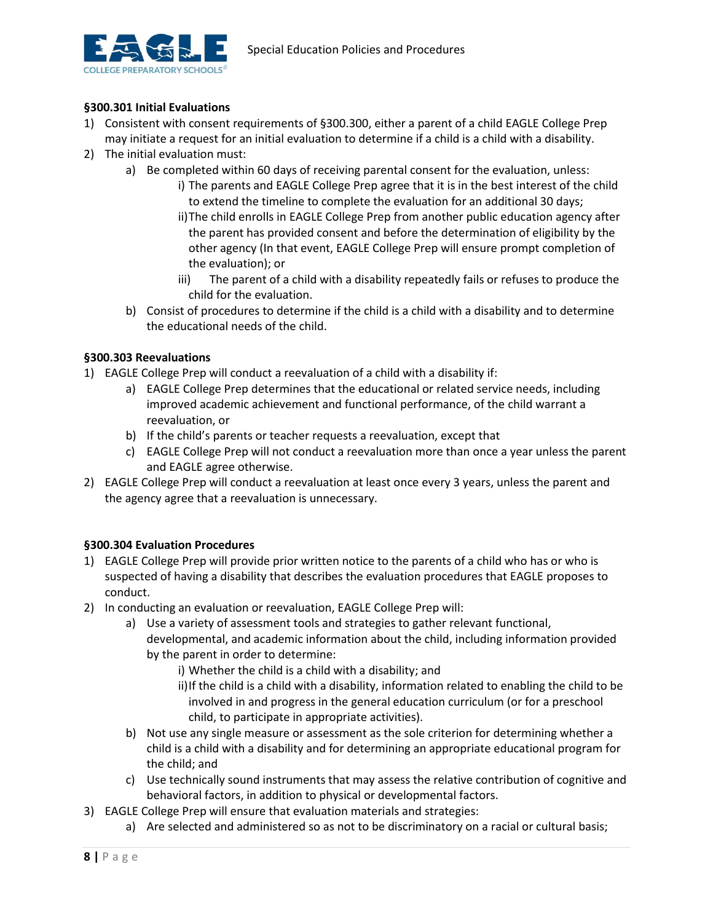**§300.301 Initial Evaluations**

1) Consistent with consent requirements of §300.300, either a parent of a child EAGLE College Prep may initiate a request for an initial evaluation to determine if a child is a child with a disability.
2) The initial evaluation must:
   a) Be completed within 60 days of receiving parental consent for the evaluation, unless:
      i) The parents and EAGLE College Prep agree that it is in the best interest of the child to extend the timeline to complete the evaluation for an additional 30 days;
      ii) The child enrolls in EAGLE College Prep from another public education agency after the parent has provided consent and before the determination of eligibility by the other agency (In that event, EAGLE College Prep will ensure prompt completion of the evaluation); or
      iii) The parent of a child with a disability repeatedly fails or refuses to produce the child for the evaluation.
   b) Consist of procedures to determine if the child is a child with a disability and to determine the educational needs of the child.

**§300.303 Reevaluations**

1) EAGLE College Prep will conduct a reevaluation of a child with a disability if:
   a) EAGLE College Prep determines that the educational or related service needs, including improved academic achievement and functional performance, of the child warrant a reevaluation, or
   b) If the child's parents or teacher requests a reevaluation, except that
   c) EAGLE College Prep will not conduct a reevaluation more than once a year unless the parent and EAGLE agree otherwise.
2) EAGLE College Prep will conduct a reevaluation at least once every 3 years, unless the parent and the agency agree that a reevaluation is unnecessary.

**§300.304 Evaluation Procedures**

1) EAGLE College Prep will provide prior written notice to the parents of a child who has or who is suspected of having a disability that describes the evaluation procedures that EAGLE proposes to conduct.
2) In conducting an evaluation or reevaluation, EAGLE College Prep will:
   a) Use a variety of assessment tools and strategies to gather relevant functional, developmental, and academic information about the child, including information provided by the parent in order to determine:
      i) Whether the child is a child with a disability; and
      ii) If the child is a child with a disability, information related to enabling the child to be involved in and progress in the general education curriculum (or for a preschool child, to participate in appropriate activities).
   b) Not use any single measure or assessment as the sole criterion for determining whether a child is a child with a disability and for determining an appropriate educational program for the child; and
   c) Use technically sound instruments that may assess the relative contribution of cognitive and behavioral factors, in addition to physical or developmental factors.
3) EAGLE College Prep will ensure that evaluation materials and strategies:
   a) Are selected and administered so as not to be discriminatory on a racial or cultural basis;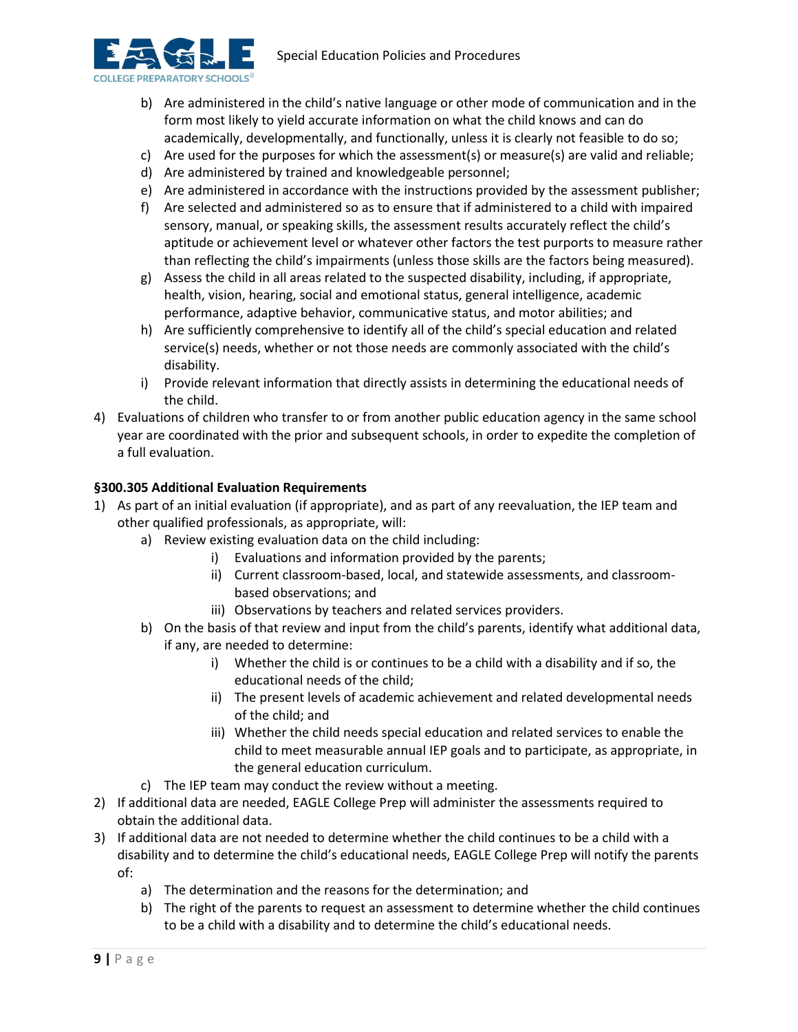b) Are administered in the child's native language or other mode of communication and in the form most likely to yield accurate information on what the child knows and can do academically, developmentally, and functionally, unless it is clearly not feasible to do so;
  c) Are used for the purposes for which the assessment(s) or measure(s) are valid and reliable;
  d) Are administered by trained and knowledgeable personnel;
  e) Are administered in accordance with the instructions provided by the assessment publisher;
  f) Are selected and administered so as to ensure that if administered to a child with impaired sensory, manual, or speaking skills, the assessment results accurately reflect the child's aptitude or achievement level or whatever other factors the test purports to measure rather than reflecting the child's impairments (unless those skills are the factors being measured).
  g) Assess the child in all areas related to the suspected disability, including, if appropriate, health, vision, hearing, social and emotional status, general intelligence, academic performance, adaptive behavior, communicative status, and motor abilities; and
  h) Are sufficiently comprehensive to identify all of the child's special education and related service(s) needs, whether or not those needs are commonly associated with the child's disability.
  i) Provide relevant information that directly assists in determining the educational needs of the child.

4) Evaluations of children who transfer to or from another public education agency in the same school year are coordinated with the prior and subsequent schools, in order to expedite the completion of a full evaluation.

**§300.305 Additional Evaluation Requirements**

1) As part of an initial evaluation (if appropriate), and as part of any reevaluation, the IEP team and other qualified professionals, as appropriate, will:
   a) Review existing evaluation data on the child including:
      i) Evaluations and information provided by the parents;
      ii) Current classroom-based, local, and statewide assessments, and classroom-based observations; and
      iii) Observations by teachers and related services providers.
   b) On the basis of that review and input from the child's parents, identify what additional data, if any, are needed to determine:
      i) Whether the child is or continues to be a child with a disability and if so, the educational needs of the child;
      ii) The present levels of academic achievement and related developmental needs of the child; and
      iii) Whether the child needs special education and related services to enable the child to meet measurable annual IEP goals and to participate, as appropriate, in the general education curriculum.
   c) The IEP team may conduct the review without a meeting.
2) If additional data are needed, EAGLE College Prep will administer the assessments required to obtain the additional data.
3) If additional data are not needed to determine whether the child continues to be a child with a disability and to determine the child's educational needs, EAGLE College Prep will notify the parents of:
   a) The determination and the reasons for the determination; and
   b) The right of the parents to request an assessment to determine whether the child continues to be a child with a disability and to determine the child's educational needs.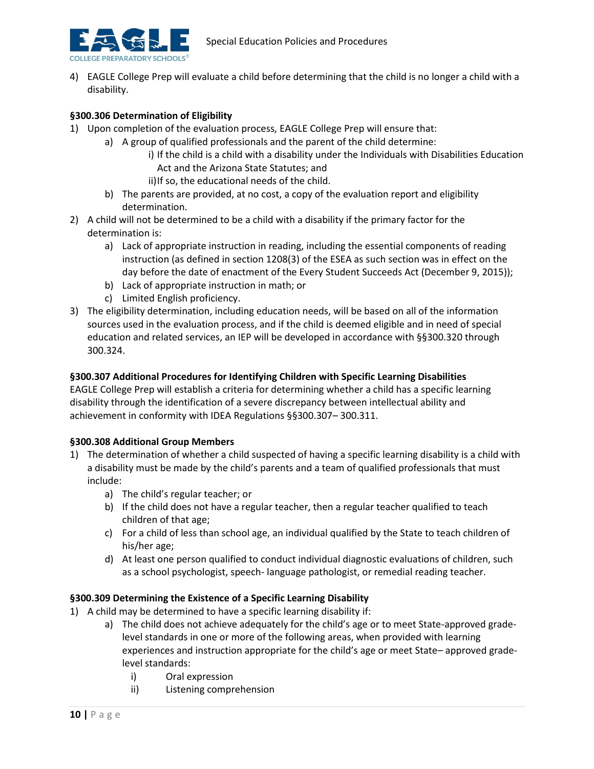4) EAGLE College Prep will evaluate a child before determining that the child is no longer a child with a disability.

**§300.306 Determination of Eligibility**

1) Upon completion of the evaluation process, EAGLE College Prep will ensure that:
    a) A group of qualified professionals and the parent of the child determine:
        i) If the child is a child with a disability under the Individuals with Disabilities Education Act and the Arizona State Statutes; and
        ii) If so, the educational needs of the child.
    b) The parents are provided, at no cost, a copy of the evaluation report and eligibility determination.
2) A child will not be determined to be a child with a disability if the primary factor for the determination is:
    a) Lack of appropriate instruction in reading, including the essential components of reading instruction (as defined in section 1208(3) of the ESEA as such section was in effect on the day before the date of enactment of the Every Student Succeeds Act (December 9, 2015));
    b) Lack of appropriate instruction in math; or
    c) Limited English proficiency.
3) The eligibility determination, including education needs, will be based on all of the information sources used in the evaluation process, and if the child is deemed eligible and in need of special education and related services, an IEP will be developed in accordance with §§300.320 through 300.324.

**§300.307 Additional Procedures for Identifying Children with Specific Learning Disabilities**

EAGLE College Prep will establish a criteria for determining whether a child has a specific learning disability through the identification of a severe discrepancy between intellectual ability and achievement in conformity with IDEA Regulations §§300.307– 300.311.

**§300.308 Additional Group Members**

1) The determination of whether a child suspected of having a specific learning disability is a child with a disability must be made by the child's parents and a team of qualified professionals that must include:
    a) The child's regular teacher; or
    b) If the child does not have a regular teacher, then a regular teacher qualified to teach children of that age;
    c) For a child of less than school age, an individual qualified by the State to teach children of his/her age;
    d) At least one person qualified to conduct individual diagnostic evaluations of children, such as a school psychologist, speech- language pathologist, or remedial reading teacher.

**§300.309 Determining the Existence of a Specific Learning Disability**

1) A child may be determined to have a specific learning disability if:
    a) The child does not achieve adequately for the child's age or to meet State-approved grade-level standards in one or more of the following areas, when provided with learning experiences and instruction appropriate for the child's age or meet State– approved grade-level standards:
        i) Oral expression
        ii) Listening comprehension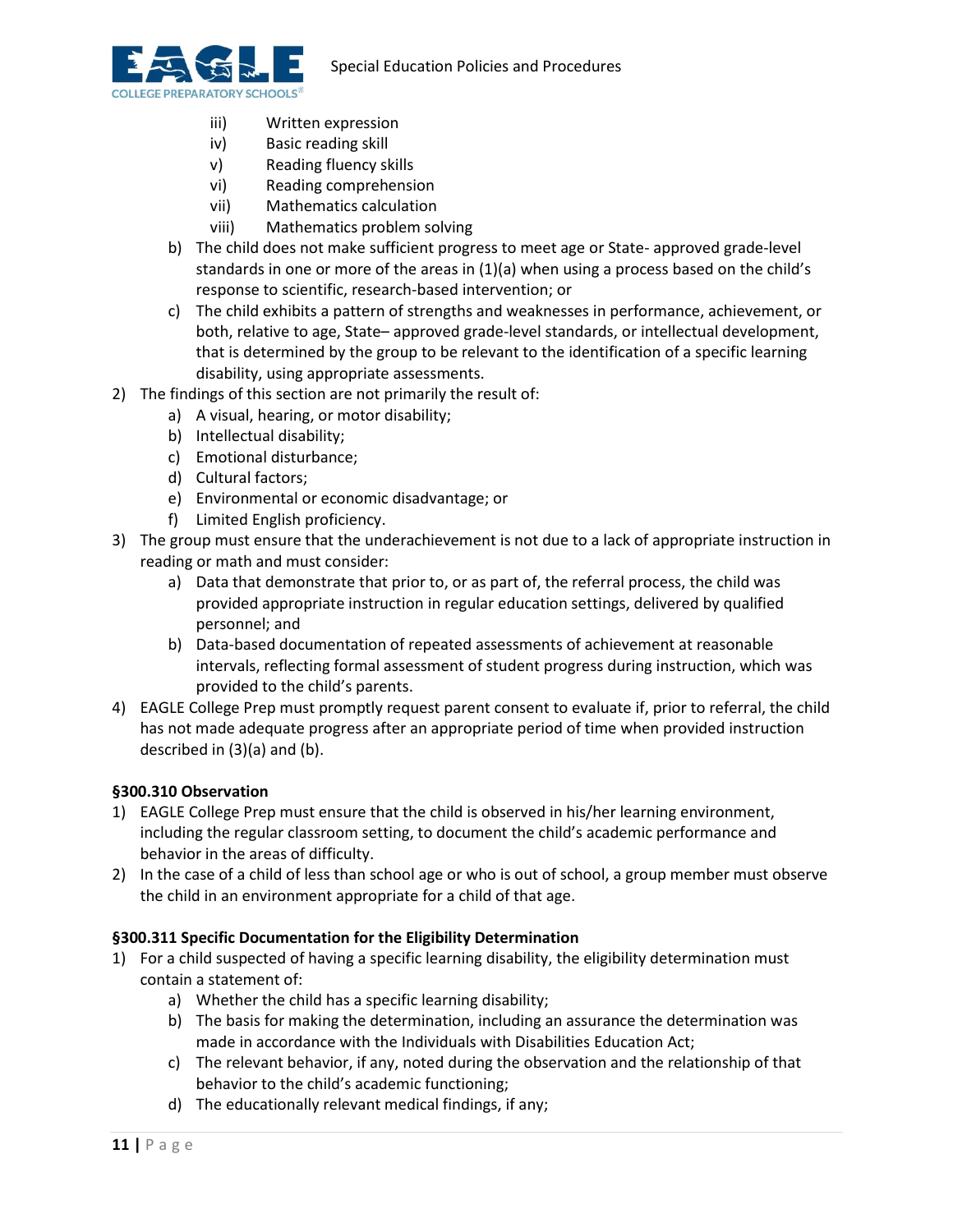- iii) Written expression
   - iv) Basic reading skill
   - v) Reading fluency skills
   - vi) Reading comprehension
   - vii) Mathematics calculation
   - viii) Mathematics problem solving

   b) The child does not make sufficient progress to meet age or State- approved grade-level standards in one or more of the areas in (1)(a) when using a process based on the child's response to scientific, research-based intervention; or

   c) The child exhibits a pattern of strengths and weaknesses in performance, achievement, or both, relative to age, State– approved grade-level standards, or intellectual development, that is determined by the group to be relevant to the identification of a specific learning disability, using appropriate assessments.

2) The findings of this section are not primarily the result of:
   a) A visual, hearing, or motor disability;
   b) Intellectual disability;
   c) Emotional disturbance;
   d) Cultural factors;
   e) Environmental or economic disadvantage; or
   f) Limited English proficiency.

3) The group must ensure that the underachievement is not due to a lack of appropriate instruction in reading or math and must consider:
   a) Data that demonstrate that prior to, or as part of, the referral process, the child was provided appropriate instruction in regular education settings, delivered by qualified personnel; and
   b) Data-based documentation of repeated assessments of achievement at reasonable intervals, reflecting formal assessment of student progress during instruction, which was provided to the child's parents.

4) EAGLE College Prep must promptly request parent consent to evaluate if, prior to referral, the child has not made adequate progress after an appropriate period of time when provided instruction described in (3)(a) and (b).

**§300.310 Observation**

1) EAGLE College Prep must ensure that the child is observed in his/her learning environment, including the regular classroom setting, to document the child's academic performance and behavior in the areas of difficulty.
2) In the case of a child of less than school age or who is out of school, a group member must observe the child in an environment appropriate for a child of that age.

**§300.311 Specific Documentation for the Eligibility Determination**

1) For a child suspected of having a specific learning disability, the eligibility determination must contain a statement of:
   a) Whether the child has a specific learning disability;
   b) The basis for making the determination, including an assurance the determination was made in accordance with the Individuals with Disabilities Education Act;
   c) The relevant behavior, if any, noted during the observation and the relationship of that behavior to the child's academic functioning;
   d) The educationally relevant medical findings, if any;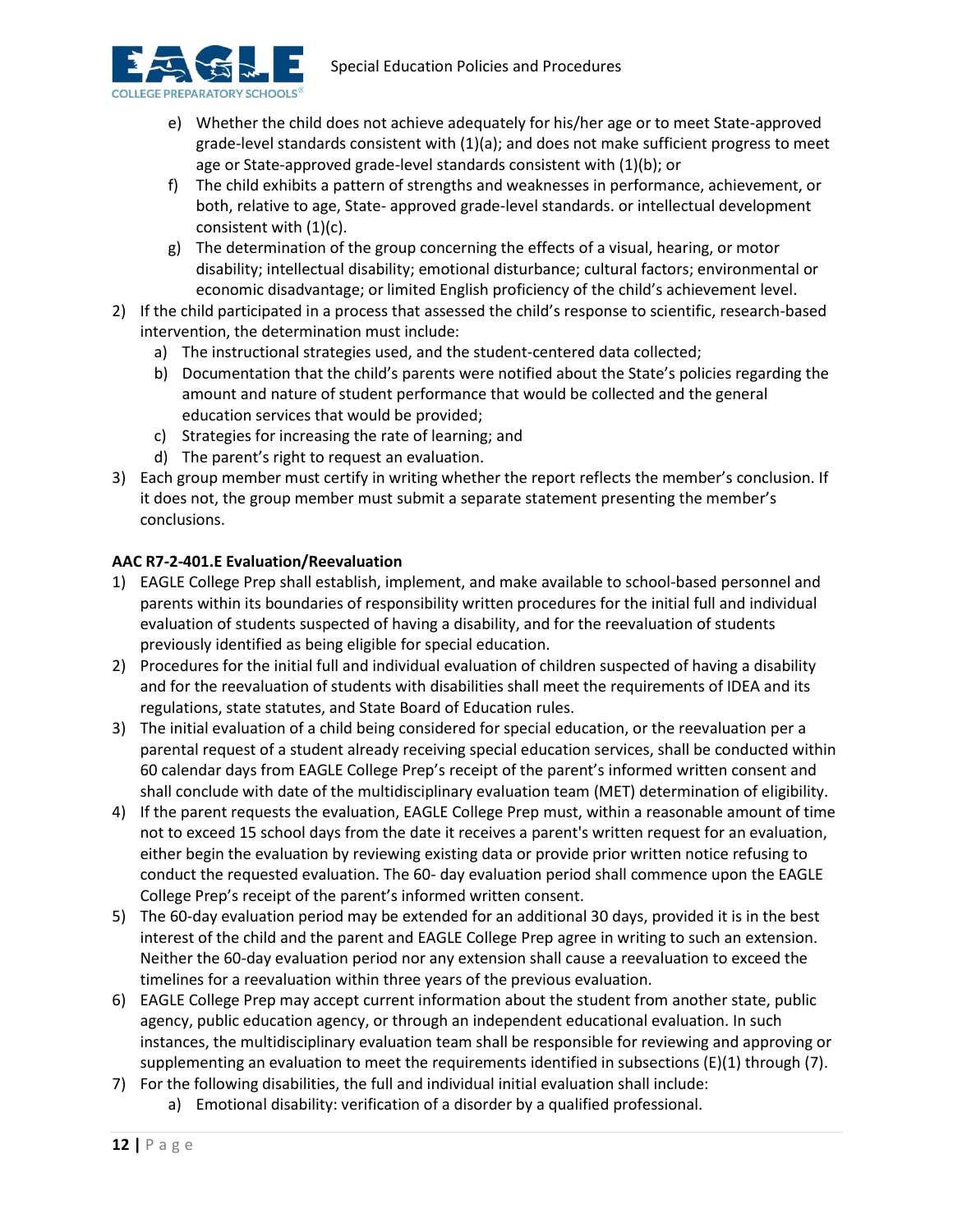e) Whether the child does not achieve adequately for his/her age or to meet State-approved grade-level standards consistent with (1)(a); and does not make sufficient progress to meet age or State-approved grade-level standards consistent with (1)(b); or
   f) The child exhibits a pattern of strengths and weaknesses in performance, achievement, or both, relative to age, State- approved grade-level standards. or intellectual development consistent with (1)(c).
   g) The determination of the group concerning the effects of a visual, hearing, or motor disability; intellectual disability; emotional disturbance; cultural factors; environmental or economic disadvantage; or limited English proficiency of the child's achievement level.

2) If the child participated in a process that assessed the child's response to scientific, research-based intervention, the determination must include:
   a) The instructional strategies used, and the student-centered data collected;
   b) Documentation that the child's parents were notified about the State's policies regarding the amount and nature of student performance that would be collected and the general education services that would be provided;
   c) Strategies for increasing the rate of learning; and
   d) The parent's right to request an evaluation.
3) Each group member must certify in writing whether the report reflects the member's conclusion. If it does not, the group member must submit a separate statement presenting the member's conclusions.

**AAC R7-2-401.E Evaluation/Reevaluation**

1) EAGLE College Prep shall establish, implement, and make available to school-based personnel and parents within its boundaries of responsibility written procedures for the initial full and individual evaluation of students suspected of having a disability, and for the reevaluation of students previously identified as being eligible for special education.
2) Procedures for the initial full and individual evaluation of children suspected of having a disability and for the reevaluation of students with disabilities shall meet the requirements of IDEA and its regulations, state statutes, and State Board of Education rules.
3) The initial evaluation of a child being considered for special education, or the reevaluation per a parental request of a student already receiving special education services, shall be conducted within 60 calendar days from EAGLE College Prep's receipt of the parent's informed written consent and shall conclude with date of the multidisciplinary evaluation team (MET) determination of eligibility.
4) If the parent requests the evaluation, EAGLE College Prep must, within a reasonable amount of time not to exceed 15 school days from the date it receives a parent's written request for an evaluation, either begin the evaluation by reviewing existing data or provide prior written notice refusing to conduct the requested evaluation. The 60- day evaluation period shall commence upon the EAGLE College Prep's receipt of the parent's informed written consent.
5) The 60-day evaluation period may be extended for an additional 30 days, provided it is in the best interest of the child and the parent and EAGLE College Prep agree in writing to such an extension. Neither the 60-day evaluation period nor any extension shall cause a reevaluation to exceed the timelines for a reevaluation within three years of the previous evaluation.
6) EAGLE College Prep may accept current information about the student from another state, public agency, public education agency, or through an independent educational evaluation. In such instances, the multidisciplinary evaluation team shall be responsible for reviewing and approving or supplementing an evaluation to meet the requirements identified in subsections (E)(1) through (7).
7) For the following disabilities, the full and individual initial evaluation shall include:
   a) Emotional disability: verification of a disorder by a qualified professional.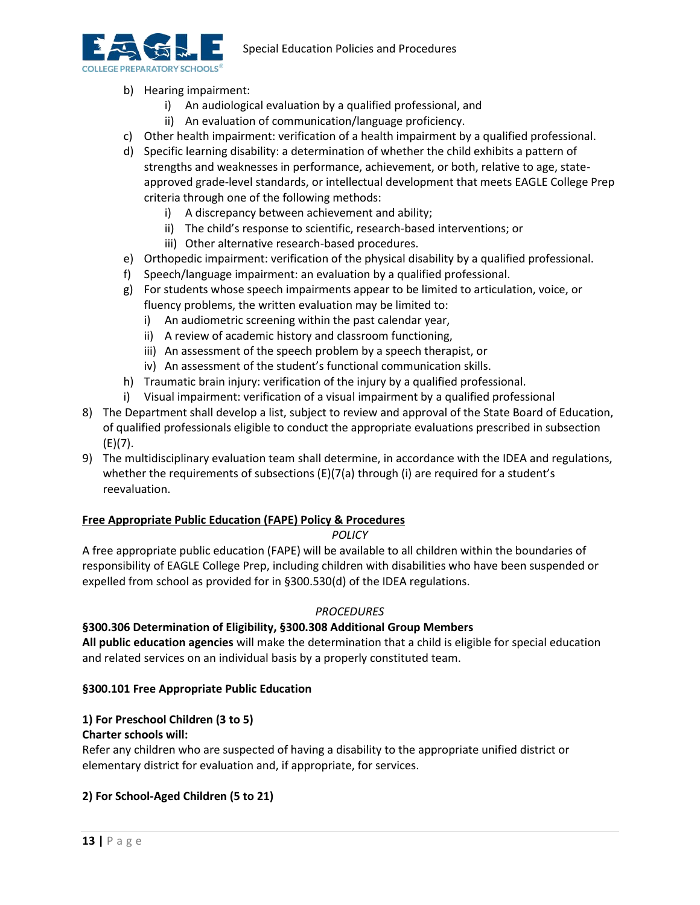b) Hearing impairment:
    i) An audiological evaluation by a qualified professional, and
    ii) An evaluation of communication/language proficiency.

c) Other health impairment: verification of a health impairment by a qualified professional.

d) Specific learning disability: a determination of whether the child exhibits a pattern of strengths and weaknesses in performance, achievement, or both, relative to age, state-approved grade-level standards, or intellectual development that meets EAGLE College Prep criteria through one of the following methods:
    i) A discrepancy between achievement and ability;
    ii) The child's response to scientific, research-based interventions; or
    iii) Other alternative research-based procedures.

e) Orthopedic impairment: verification of the physical disability by a qualified professional.

f) Speech/language impairment: an evaluation by a qualified professional.

g) For students whose speech impairments appear to be limited to articulation, voice, or fluency problems, the written evaluation may be limited to:
    i) An audiometric screening within the past calendar year,
    ii) A review of academic history and classroom functioning,
    iii) An assessment of the speech problem by a speech therapist, or
    iv) An assessment of the student's functional communication skills.

h) Traumatic brain injury: verification of the injury by a qualified professional.

i) Visual impairment: verification of a visual impairment by a qualified professional

8) The Department shall develop a list, subject to review and approval of the State Board of Education, of qualified professionals eligible to conduct the appropriate evaluations prescribed in subsection (E)(7).

9) The multidisciplinary evaluation team shall determine, in accordance with the IDEA and regulations, whether the requirements of subsections (E)(7(a) through (i) are required for a student's reevaluation.

**Free Appropriate Public Education (FAPE) Policy & Procedures**

*POLICY*

A free appropriate public education (FAPE) will be available to all children within the boundaries of responsibility of EAGLE College Prep, including children with disabilities who have been suspended or expelled from school as provided for in §300.530(d) of the IDEA regulations.

*PROCEDURES*

**§300.306 Determination of Eligibility, §300.308 Additional Group Members**

**All public education agencies** will make the determination that a child is eligible for special education and related services on an individual basis by a properly constituted team.

**§300.101 Free Appropriate Public Education**

**1) For Preschool Children (3 to 5)**

**Charter schools will:**

Refer any children who are suspected of having a disability to the appropriate unified district or elementary district for evaluation and, if appropriate, for services.

**2) For School-Aged Children (5 to 21)**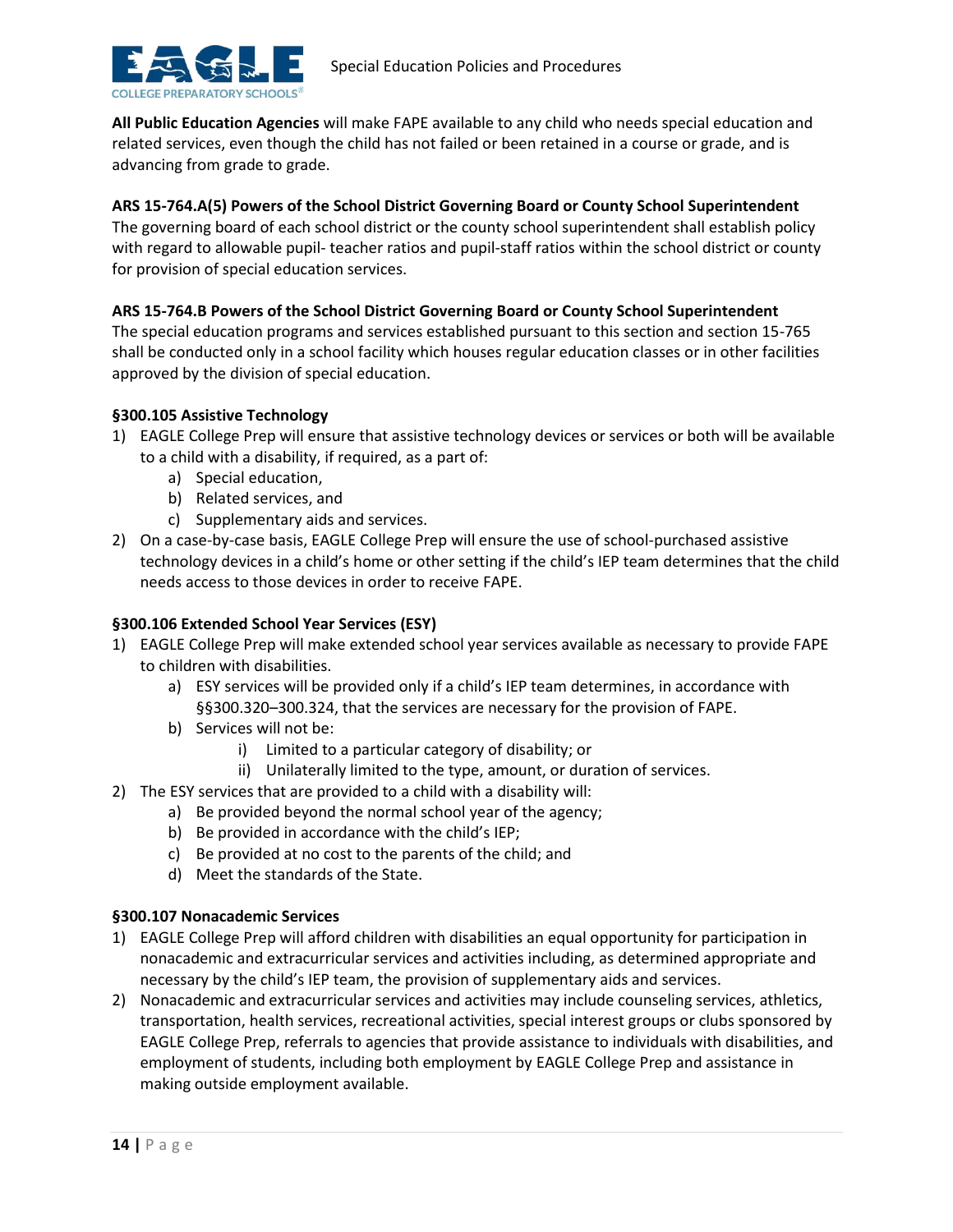**All Public Education Agencies** will make FAPE available to any child who needs special education and related services, even though the child has not failed or been retained in a course or grade, and is advancing from grade to grade.

**ARS 15-764.A(5) Powers of the School District Governing Board or County School Superintendent**
The governing board of each school district or the county school superintendent shall establish policy with regard to allowable pupil- teacher ratios and pupil-staff ratios within the school district or county for provision of special education services.

**ARS 15-764.B Powers of the School District Governing Board or County School Superintendent**
The special education programs and services established pursuant to this section and section 15-765 shall be conducted only in a school facility which houses regular education classes or in other facilities approved by the division of special education.

**§300.105 Assistive Technology**

1) EAGLE College Prep will ensure that assistive technology devices or services or both will be available to a child with a disability, if required, as a part of:
    a) Special education,
    b) Related services, and
    c) Supplementary aids and services.
2) On a case-by-case basis, EAGLE College Prep will ensure the use of school-purchased assistive technology devices in a child's home or other setting if the child's IEP team determines that the child needs access to those devices in order to receive FAPE.

**§300.106 Extended School Year Services (ESY)**

1) EAGLE College Prep will make extended school year services available as necessary to provide FAPE to children with disabilities.
    a) ESY services will be provided only if a child's IEP team determines, in accordance with §§300.320–300.324, that the services are necessary for the provision of FAPE.
    b) Services will not be:
        i) Limited to a particular category of disability; or
        ii) Unilaterally limited to the type, amount, or duration of services.
2) The ESY services that are provided to a child with a disability will:
    a) Be provided beyond the normal school year of the agency;
    b) Be provided in accordance with the child's IEP;
    c) Be provided at no cost to the parents of the child; and
    d) Meet the standards of the State.

**§300.107 Nonacademic Services**

1) EAGLE College Prep will afford children with disabilities an equal opportunity for participation in nonacademic and extracurricular services and activities including, as determined appropriate and necessary by the child's IEP team, the provision of supplementary aids and services.
2) Nonacademic and extracurricular services and activities may include counseling services, athletics, transportation, health services, recreational activities, special interest groups or clubs sponsored by EAGLE College Prep, referrals to agencies that provide assistance to individuals with disabilities, and employment of students, including both employment by EAGLE College Prep and assistance in making outside employment available.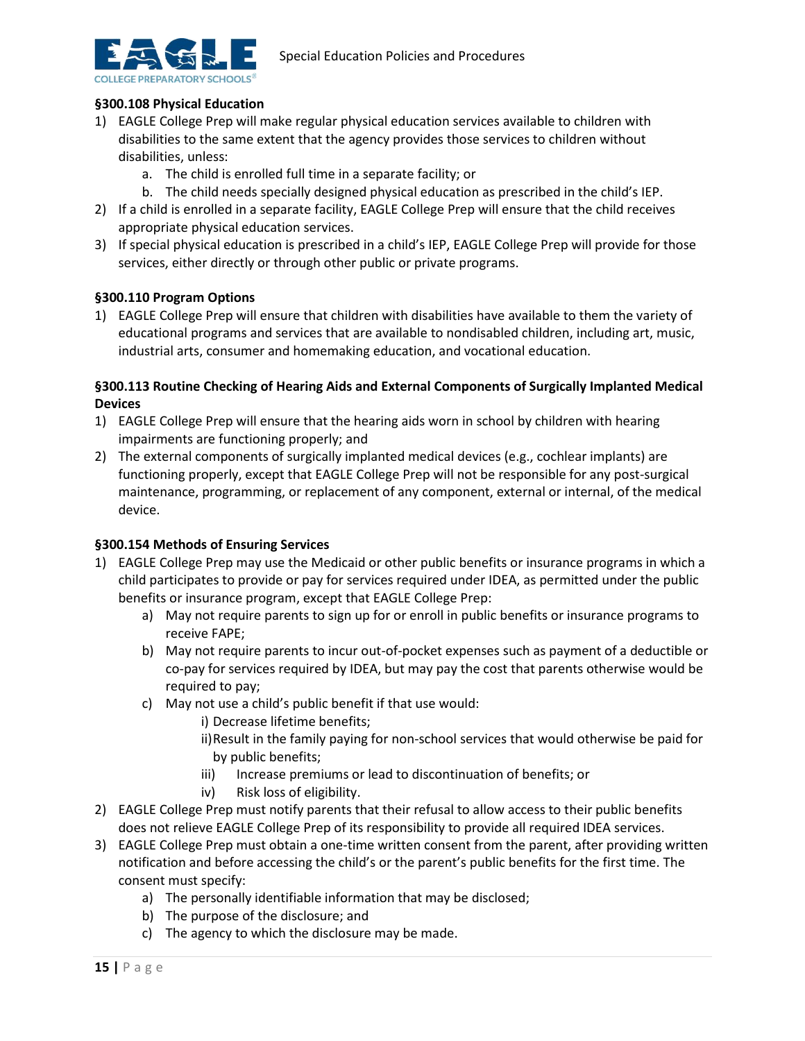**§300.108 Physical Education**

1) EAGLE College Prep will make regular physical education services available to children with disabilities to the same extent that the agency provides those services to children without disabilities, unless:
    a. The child is enrolled full time in a separate facility; or
    b. The child needs specially designed physical education as prescribed in the child's IEP.
2) If a child is enrolled in a separate facility, EAGLE College Prep will ensure that the child receives appropriate physical education services.
3) If special physical education is prescribed in a child's IEP, EAGLE College Prep will provide for those services, either directly or through other public or private programs.

**§300.110 Program Options**

1) EAGLE College Prep will ensure that children with disabilities have available to them the variety of educational programs and services that are available to nondisabled children, including art, music, industrial arts, consumer and homemaking education, and vocational education.

**§300.113 Routine Checking of Hearing Aids and External Components of Surgically Implanted Medical Devices**

1) EAGLE College Prep will ensure that the hearing aids worn in school by children with hearing impairments are functioning properly; and
2) The external components of surgically implanted medical devices (e.g., cochlear implants) are functioning properly, except that EAGLE College Prep will not be responsible for any post-surgical maintenance, programming, or replacement of any component, external or internal, of the medical device.

**§300.154 Methods of Ensuring Services**

1) EAGLE College Prep may use the Medicaid or other public benefits or insurance programs in which a child participates to provide or pay for services required under IDEA, as permitted under the public benefits or insurance program, except that EAGLE College Prep:
    a) May not require parents to sign up for or enroll in public benefits or insurance programs to receive FAPE;
    b) May not require parents to incur out-of-pocket expenses such as payment of a deductible or co-pay for services required by IDEA, but may pay the cost that parents otherwise would be required to pay;
    c) May not use a child's public benefit if that use would:
        i) Decrease lifetime benefits;
        ii) Result in the family paying for non-school services that would otherwise be paid for by public benefits;
        iii) Increase premiums or lead to discontinuation of benefits; or
        iv) Risk loss of eligibility.
2) EAGLE College Prep must notify parents that their refusal to allow access to their public benefits does not relieve EAGLE College Prep of its responsibility to provide all required IDEA services.
3) EAGLE College Prep must obtain a one-time written consent from the parent, after providing written notification and before accessing the child's or the parent's public benefits for the first time. The consent must specify:
    a) The personally identifiable information that may be disclosed;
    b) The purpose of the disclosure; and
    c) The agency to which the disclosure may be made.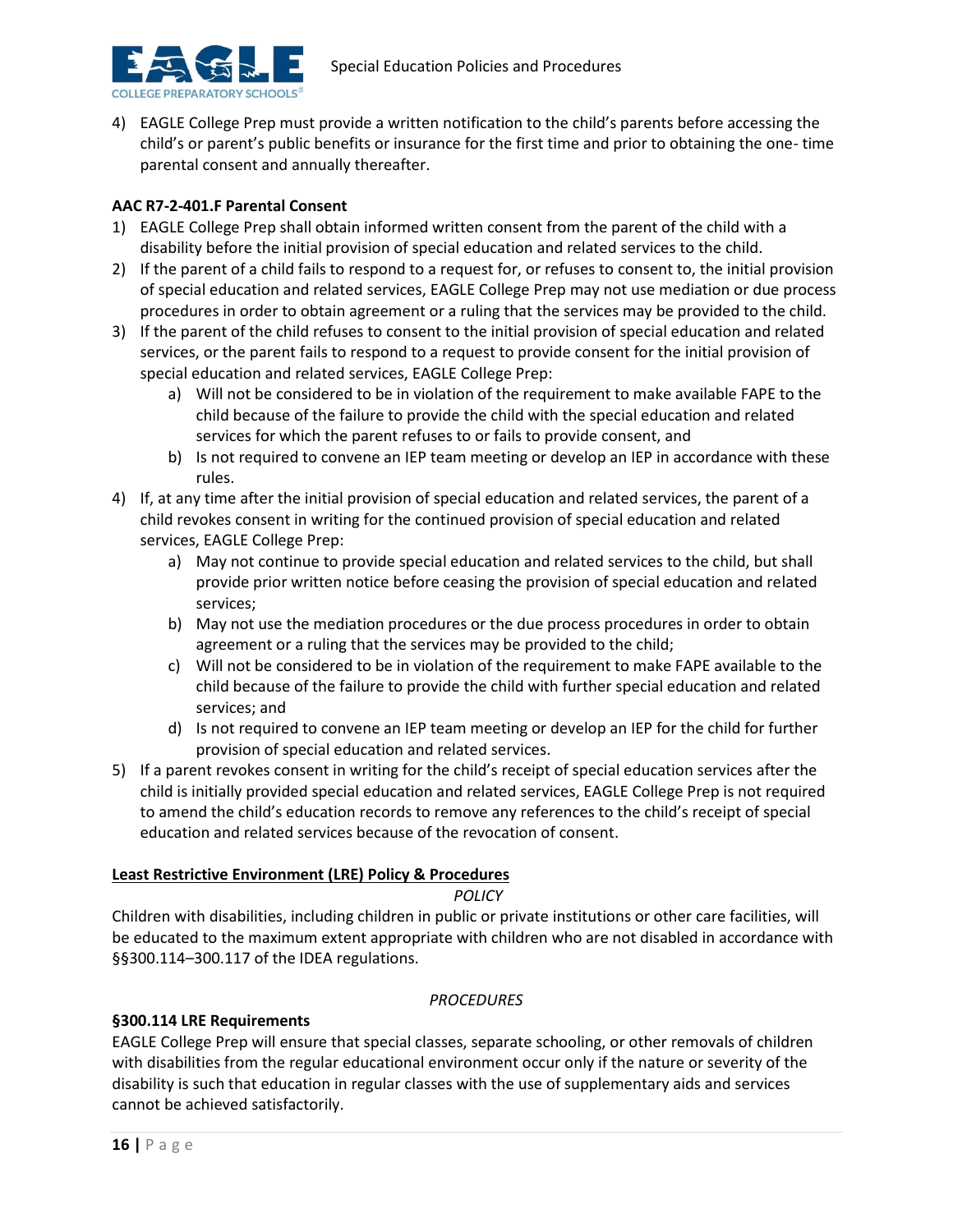4) EAGLE College Prep must provide a written notification to the child's parents before accessing the child's or parent's public benefits or insurance for the first time and prior to obtaining the one- time parental consent and annually thereafter.

**AAC R7-2-401.F Parental Consent**

1) EAGLE College Prep shall obtain informed written consent from the parent of the child with a disability before the initial provision of special education and related services to the child.
2) If the parent of a child fails to respond to a request for, or refuses to consent to, the initial provision of special education and related services, EAGLE College Prep may not use mediation or due process procedures in order to obtain agreement or a ruling that the services may be provided to the child.
3) If the parent of the child refuses to consent to the initial provision of special education and related services, or the parent fails to respond to a request to provide consent for the initial provision of special education and related services, EAGLE College Prep:
    a) Will not be considered to be in violation of the requirement to make available FAPE to the child because of the failure to provide the child with the special education and related services for which the parent refuses to or fails to provide consent, and
    b) Is not required to convene an IEP team meeting or develop an IEP in accordance with these rules.
4) If, at any time after the initial provision of special education and related services, the parent of a child revokes consent in writing for the continued provision of special education and related services, EAGLE College Prep:
    a) May not continue to provide special education and related services to the child, but shall provide prior written notice before ceasing the provision of special education and related services;
    b) May not use the mediation procedures or the due process procedures in order to obtain agreement or a ruling that the services may be provided to the child;
    c) Will not be considered to be in violation of the requirement to make FAPE available to the child because of the failure to provide the child with further special education and related services; and
    d) Is not required to convene an IEP team meeting or develop an IEP for the child for further provision of special education and related services.
5) If a parent revokes consent in writing for the child's receipt of special education services after the child is initially provided special education and related services, EAGLE College Prep is not required to amend the child's education records to remove any references to the child's receipt of special education and related services because of the revocation of consent.

## Least Restrictive Environment (LRE) Policy & Procedures

*POLICY*

Children with disabilities, including children in public or private institutions or other care facilities, will be educated to the maximum extent appropriate with children who are not disabled in accordance with §§300.114–300.117 of the IDEA regulations.

*PROCEDURES*

**§300.114 LRE Requirements**

EAGLE College Prep will ensure that special classes, separate schooling, or other removals of children with disabilities from the regular educational environment occur only if the nature or severity of the disability is such that education in regular classes with the use of supplementary aids and services cannot be achieved satisfactorily.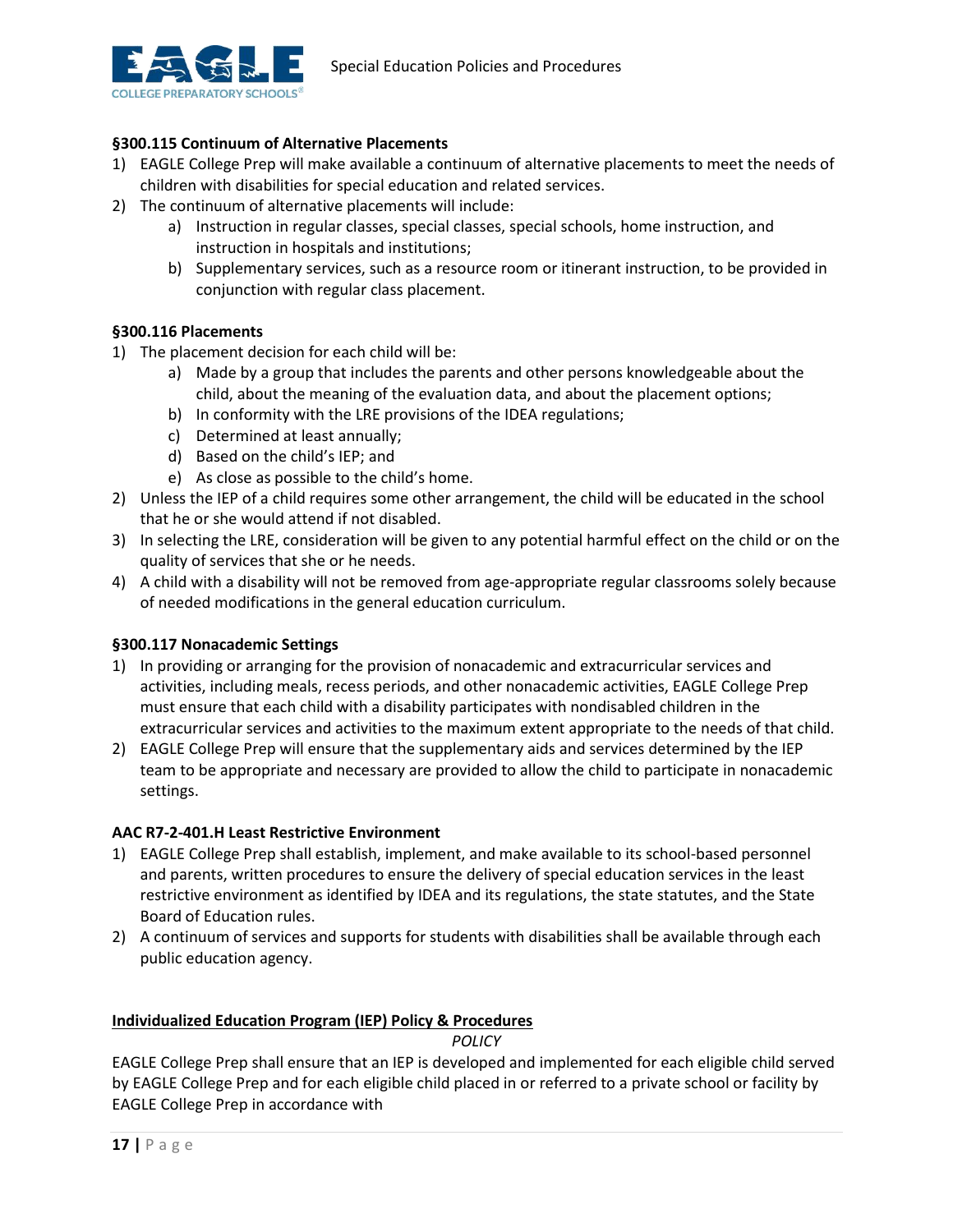**§300.115 Continuum of Alternative Placements**

1) EAGLE College Prep will make available a continuum of alternative placements to meet the needs of children with disabilities for special education and related services.
2) The continuum of alternative placements will include:
    a) Instruction in regular classes, special classes, special schools, home instruction, and instruction in hospitals and institutions;
    b) Supplementary services, such as a resource room or itinerant instruction, to be provided in conjunction with regular class placement.

**§300.116 Placements**

1) The placement decision for each child will be:
    a) Made by a group that includes the parents and other persons knowledgeable about the child, about the meaning of the evaluation data, and about the placement options;
    b) In conformity with the LRE provisions of the IDEA regulations;
    c) Determined at least annually;
    d) Based on the child's IEP; and
    e) As close as possible to the child's home.
2) Unless the IEP of a child requires some other arrangement, the child will be educated in the school that he or she would attend if not disabled.
3) In selecting the LRE, consideration will be given to any potential harmful effect on the child or on the quality of services that she or he needs.
4) A child with a disability will not be removed from age-appropriate regular classrooms solely because of needed modifications in the general education curriculum.

**§300.117 Nonacademic Settings**

1) In providing or arranging for the provision of nonacademic and extracurricular services and activities, including meals, recess periods, and other nonacademic activities, EAGLE College Prep must ensure that each child with a disability participates with nondisabled children in the extracurricular services and activities to the maximum extent appropriate to the needs of that child.
2) EAGLE College Prep will ensure that the supplementary aids and services determined by the IEP team to be appropriate and necessary are provided to allow the child to participate in nonacademic settings.

**AAC R7-2-401.H Least Restrictive Environment**

1) EAGLE College Prep shall establish, implement, and make available to its school-based personnel and parents, written procedures to ensure the delivery of special education services in the least restrictive environment as identified by IDEA and its regulations, the state statutes, and the State Board of Education rules.
2) A continuum of services and supports for students with disabilities shall be available through each public education agency.

**<u>Individualized Education Program (IEP) Policy & Procedures</u>**

*POLICY*

EAGLE College Prep shall ensure that an IEP is developed and implemented for each eligible child served by EAGLE College Prep and for each eligible child placed in or referred to a private school or facility by EAGLE College Prep in accordance with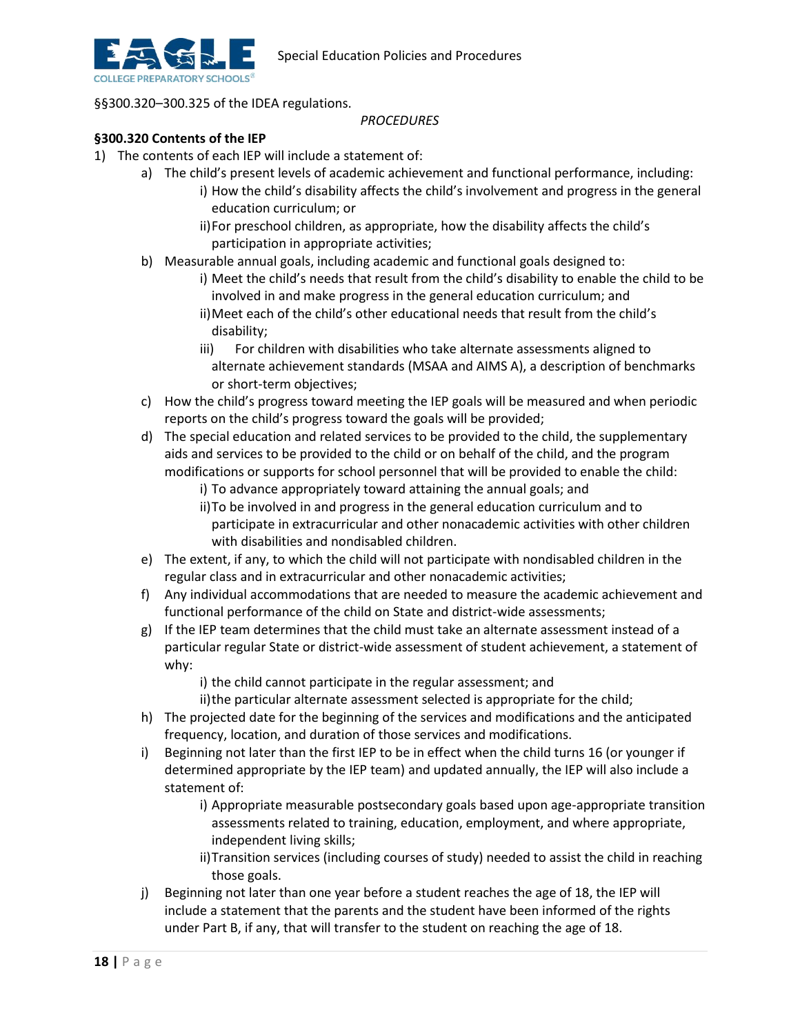§§300.320–300.325 of the IDEA regulations.

*PROCEDURES*

**§300.320 Contents of the IEP**

1) The contents of each IEP will include a statement of:
   a) The child's present levels of academic achievement and functional performance, including:
      i) How the child's disability affects the child's involvement and progress in the general education curriculum; or
      ii) For preschool children, as appropriate, how the disability affects the child's participation in appropriate activities;
   b) Measurable annual goals, including academic and functional goals designed to:
      i) Meet the child's needs that result from the child's disability to enable the child to be involved in and make progress in the general education curriculum; and
      ii) Meet each of the child's other educational needs that result from the child's disability;
      iii) For children with disabilities who take alternate assessments aligned to alternate achievement standards (MSAA and AIMS A), a description of benchmarks or short-term objectives;
   c) How the child's progress toward meeting the IEP goals will be measured and when periodic reports on the child's progress toward the goals will be provided;
   d) The special education and related services to be provided to the child, the supplementary aids and services to be provided to the child or on behalf of the child, and the program modifications or supports for school personnel that will be provided to enable the child:
      i) To advance appropriately toward attaining the annual goals; and
      ii) To be involved in and progress in the general education curriculum and to participate in extracurricular and other nonacademic activities with other children with disabilities and nondisabled children.
   e) The extent, if any, to which the child will not participate with nondisabled children in the regular class and in extracurricular and other nonacademic activities;
   f) Any individual accommodations that are needed to measure the academic achievement and functional performance of the child on State and district-wide assessments;
   g) If the IEP team determines that the child must take an alternate assessment instead of a particular regular State or district-wide assessment of student achievement, a statement of why:
      i) the child cannot participate in the regular assessment; and
      ii) the particular alternate assessment selected is appropriate for the child;
   h) The projected date for the beginning of the services and modifications and the anticipated frequency, location, and duration of those services and modifications.
   i) Beginning not later than the first IEP to be in effect when the child turns 16 (or younger if determined appropriate by the IEP team) and updated annually, the IEP will also include a statement of:
      i) Appropriate measurable postsecondary goals based upon age-appropriate transition assessments related to training, education, employment, and where appropriate, independent living skills;
      ii) Transition services (including courses of study) needed to assist the child in reaching those goals.
   j) Beginning not later than one year before a student reaches the age of 18, the IEP will include a statement that the parents and the student have been informed of the rights under Part B, if any, that will transfer to the student on reaching the age of 18.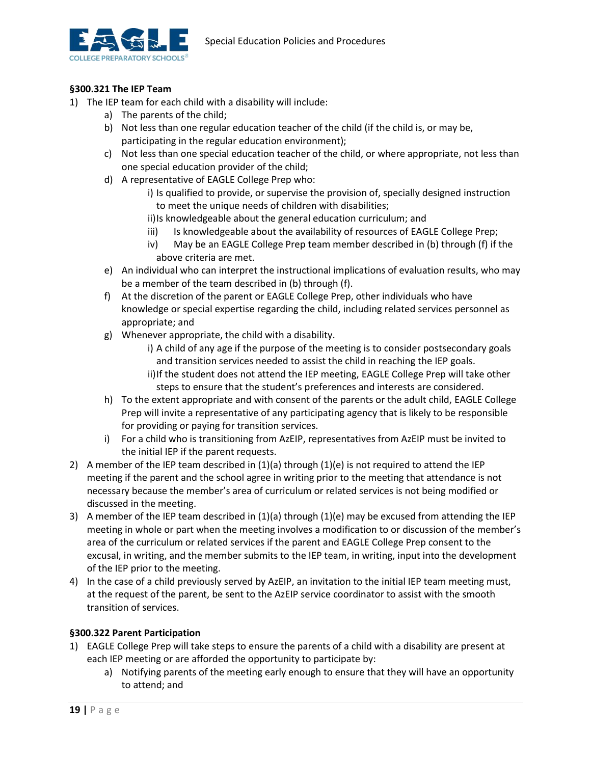**§300.321 The IEP Team**

1) The IEP team for each child with a disability will include:
    a) The parents of the child;
    b) Not less than one regular education teacher of the child (if the child is, or may be, participating in the regular education environment);
    c) Not less than one special education teacher of the child, or where appropriate, not less than one special education provider of the child;
    d) A representative of EAGLE College Prep who:
        i) Is qualified to provide, or supervise the provision of, specially designed instruction to meet the unique needs of children with disabilities;
        ii) Is knowledgeable about the general education curriculum; and
        iii) Is knowledgeable about the availability of resources of EAGLE College Prep;
        iv) May be an EAGLE College Prep team member described in (b) through (f) if the above criteria are met.
    e) An individual who can interpret the instructional implications of evaluation results, who may be a member of the team described in (b) through (f).
    f) At the discretion of the parent or EAGLE College Prep, other individuals who have knowledge or special expertise regarding the child, including related services personnel as appropriate; and
    g) Whenever appropriate, the child with a disability.
        i) A child of any age if the purpose of the meeting is to consider postsecondary goals and transition services needed to assist the child in reaching the IEP goals.
        ii) If the student does not attend the IEP meeting, EAGLE College Prep will take other steps to ensure that the student's preferences and interests are considered.
    h) To the extent appropriate and with consent of the parents or the adult child, EAGLE College Prep will invite a representative of any participating agency that is likely to be responsible for providing or paying for transition services.
    i) For a child who is transitioning from AzEIP, representatives from AzEIP must be invited to the initial IEP if the parent requests.
2) A member of the IEP team described in (1)(a) through (1)(e) is not required to attend the IEP meeting if the parent and the school agree in writing prior to the meeting that attendance is not necessary because the member's area of curriculum or related services is not being modified or discussed in the meeting.
3) A member of the IEP team described in (1)(a) through (1)(e) may be excused from attending the IEP meeting in whole or part when the meeting involves a modification to or discussion of the member's area of the curriculum or related services if the parent and EAGLE College Prep consent to the excusal, in writing, and the member submits to the IEP team, in writing, input into the development of the IEP prior to the meeting.
4) In the case of a child previously served by AzEIP, an invitation to the initial IEP team meeting must, at the request of the parent, be sent to the AzEIP service coordinator to assist with the smooth transition of services.

**§300.322 Parent Participation**

1) EAGLE College Prep will take steps to ensure the parents of a child with a disability are present at each IEP meeting or are afforded the opportunity to participate by:
    a) Notifying parents of the meeting early enough to ensure that they will have an opportunity to attend; and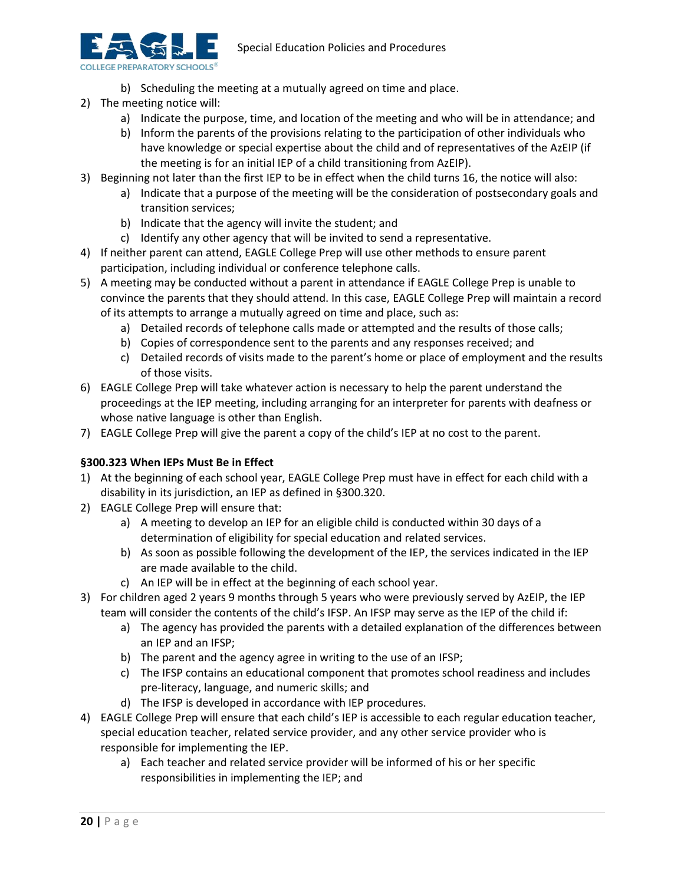b) Scheduling the meeting at a mutually agreed on time and place.
2) The meeting notice will:
   a) Indicate the purpose, time, and location of the meeting and who will be in attendance; and
   b) Inform the parents of the provisions relating to the participation of other individuals who have knowledge or special expertise about the child and of representatives of the AzEIP (if the meeting is for an initial IEP of a child transitioning from AzEIP).
3) Beginning not later than the first IEP to be in effect when the child turns 16, the notice will also:
   a) Indicate that a purpose of the meeting will be the consideration of postsecondary goals and transition services;
   b) Indicate that the agency will invite the student; and
   c) Identify any other agency that will be invited to send a representative.
4) If neither parent can attend, EAGLE College Prep will use other methods to ensure parent participation, including individual or conference telephone calls.
5) A meeting may be conducted without a parent in attendance if EAGLE College Prep is unable to convince the parents that they should attend. In this case, EAGLE College Prep will maintain a record of its attempts to arrange a mutually agreed on time and place, such as:
   a) Detailed records of telephone calls made or attempted and the results of those calls;
   b) Copies of correspondence sent to the parents and any responses received; and
   c) Detailed records of visits made to the parent's home or place of employment and the results of those visits.
6) EAGLE College Prep will take whatever action is necessary to help the parent understand the proceedings at the IEP meeting, including arranging for an interpreter for parents with deafness or whose native language is other than English.
7) EAGLE College Prep will give the parent a copy of the child's IEP at no cost to the parent.

**§300.323 When IEPs Must Be in Effect**

1) At the beginning of each school year, EAGLE College Prep must have in effect for each child with a disability in its jurisdiction, an IEP as defined in §300.320.
2) EAGLE College Prep will ensure that:
   a) A meeting to develop an IEP for an eligible child is conducted within 30 days of a determination of eligibility for special education and related services.
   b) As soon as possible following the development of the IEP, the services indicated in the IEP are made available to the child.
   c) An IEP will be in effect at the beginning of each school year.
3) For children aged 2 years 9 months through 5 years who were previously served by AzEIP, the IEP team will consider the contents of the child's IFSP. An IFSP may serve as the IEP of the child if:
   a) The agency has provided the parents with a detailed explanation of the differences between an IEP and an IFSP;
   b) The parent and the agency agree in writing to the use of an IFSP;
   c) The IFSP contains an educational component that promotes school readiness and includes pre-literacy, language, and numeric skills; and
   d) The IFSP is developed in accordance with IEP procedures.
4) EAGLE College Prep will ensure that each child's IEP is accessible to each regular education teacher, special education teacher, related service provider, and any other service provider who is responsible for implementing the IEP.
   a) Each teacher and related service provider will be informed of his or her specific responsibilities in implementing the IEP; and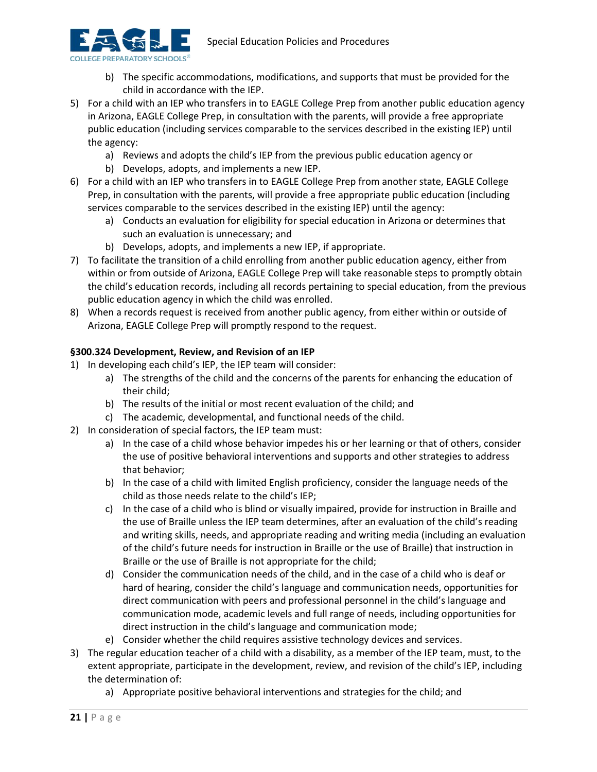b) The specific accommodations, modifications, and supports that must be provided for the child in accordance with the IEP.

5) For a child with an IEP who transfers in to EAGLE College Prep from another public education agency in Arizona, EAGLE College Prep, in consultation with the parents, will provide a free appropriate public education (including services comparable to the services described in the existing IEP) until the agency:
   a) Reviews and adopts the child's IEP from the previous public education agency or
   b) Develops, adopts, and implements a new IEP.
6) For a child with an IEP who transfers in to EAGLE College Prep from another state, EAGLE College Prep, in consultation with the parents, will provide a free appropriate public education (including services comparable to the services described in the existing IEP) until the agency:
   a) Conducts an evaluation for eligibility for special education in Arizona or determines that such an evaluation is unnecessary; and
   b) Develops, adopts, and implements a new IEP, if appropriate.
7) To facilitate the transition of a child enrolling from another public education agency, either from within or from outside of Arizona, EAGLE College Prep will take reasonable steps to promptly obtain the child's education records, including all records pertaining to special education, from the previous public education agency in which the child was enrolled.
8) When a records request is received from another public agency, from either within or outside of Arizona, EAGLE College Prep will promptly respond to the request.

**§300.324 Development, Review, and Revision of an IEP**

1) In developing each child's IEP, the IEP team will consider:
   a) The strengths of the child and the concerns of the parents for enhancing the education of their child;
   b) The results of the initial or most recent evaluation of the child; and
   c) The academic, developmental, and functional needs of the child.
2) In consideration of special factors, the IEP team must:
   a) In the case of a child whose behavior impedes his or her learning or that of others, consider the use of positive behavioral interventions and supports and other strategies to address that behavior;
   b) In the case of a child with limited English proficiency, consider the language needs of the child as those needs relate to the child's IEP;
   c) In the case of a child who is blind or visually impaired, provide for instruction in Braille and the use of Braille unless the IEP team determines, after an evaluation of the child's reading and writing skills, needs, and appropriate reading and writing media (including an evaluation of the child's future needs for instruction in Braille or the use of Braille) that instruction in Braille or the use of Braille is not appropriate for the child;
   d) Consider the communication needs of the child, and in the case of a child who is deaf or hard of hearing, consider the child's language and communication needs, opportunities for direct communication with peers and professional personnel in the child's language and communication mode, academic levels and full range of needs, including opportunities for direct instruction in the child's language and communication mode;
   e) Consider whether the child requires assistive technology devices and services.
3) The regular education teacher of a child with a disability, as a member of the IEP team, must, to the extent appropriate, participate in the development, review, and revision of the child's IEP, including the determination of:
   a) Appropriate positive behavioral interventions and strategies for the child; and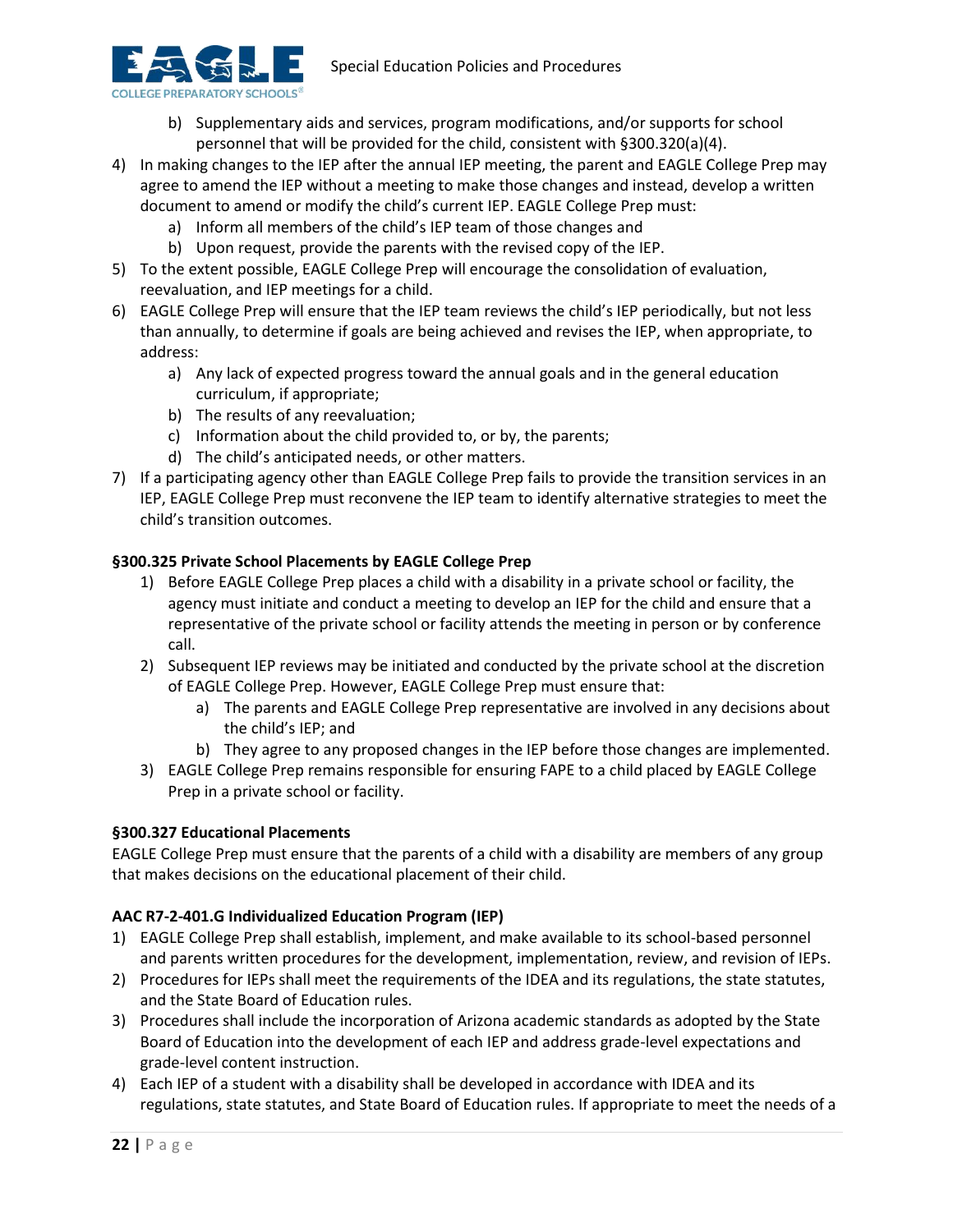b) Supplementary aids and services, program modifications, and/or supports for school personnel that will be provided for the child, consistent with §300.320(a)(4).

4) In making changes to the IEP after the annual IEP meeting, the parent and EAGLE College Prep may agree to amend the IEP without a meeting to make those changes and instead, develop a written document to amend or modify the child's current IEP. EAGLE College Prep must:
   a) Inform all members of the child's IEP team of those changes and
   b) Upon request, provide the parents with the revised copy of the IEP.
5) To the extent possible, EAGLE College Prep will encourage the consolidation of evaluation, reevaluation, and IEP meetings for a child.
6) EAGLE College Prep will ensure that the IEP team reviews the child's IEP periodically, but not less than annually, to determine if goals are being achieved and revises the IEP, when appropriate, to address:
   a) Any lack of expected progress toward the annual goals and in the general education curriculum, if appropriate;
   b) The results of any reevaluation;
   c) Information about the child provided to, or by, the parents;
   d) The child's anticipated needs, or other matters.
7) If a participating agency other than EAGLE College Prep fails to provide the transition services in an IEP, EAGLE College Prep must reconvene the IEP team to identify alternative strategies to meet the child's transition outcomes.

**§300.325 Private School Placements by EAGLE College Prep**

1) Before EAGLE College Prep places a child with a disability in a private school or facility, the agency must initiate and conduct a meeting to develop an IEP for the child and ensure that a representative of the private school or facility attends the meeting in person or by conference call.
2) Subsequent IEP reviews may be initiated and conducted by the private school at the discretion of EAGLE College Prep. However, EAGLE College Prep must ensure that:
   a) The parents and EAGLE College Prep representative are involved in any decisions about the child's IEP; and
   b) They agree to any proposed changes in the IEP before those changes are implemented.
3) EAGLE College Prep remains responsible for ensuring FAPE to a child placed by EAGLE College Prep in a private school or facility.

**§300.327 Educational Placements**

EAGLE College Prep must ensure that the parents of a child with a disability are members of any group that makes decisions on the educational placement of their child.

**AAC R7-2-401.G Individualized Education Program (IEP)**

1) EAGLE College Prep shall establish, implement, and make available to its school-based personnel and parents written procedures for the development, implementation, review, and revision of IEPs.
2) Procedures for IEPs shall meet the requirements of the IDEA and its regulations, the state statutes, and the State Board of Education rules.
3) Procedures shall include the incorporation of Arizona academic standards as adopted by the State Board of Education into the development of each IEP and address grade-level expectations and grade-level content instruction.
4) Each IEP of a student with a disability shall be developed in accordance with IDEA and its regulations, state statutes, and State Board of Education rules. If appropriate to meet the needs of a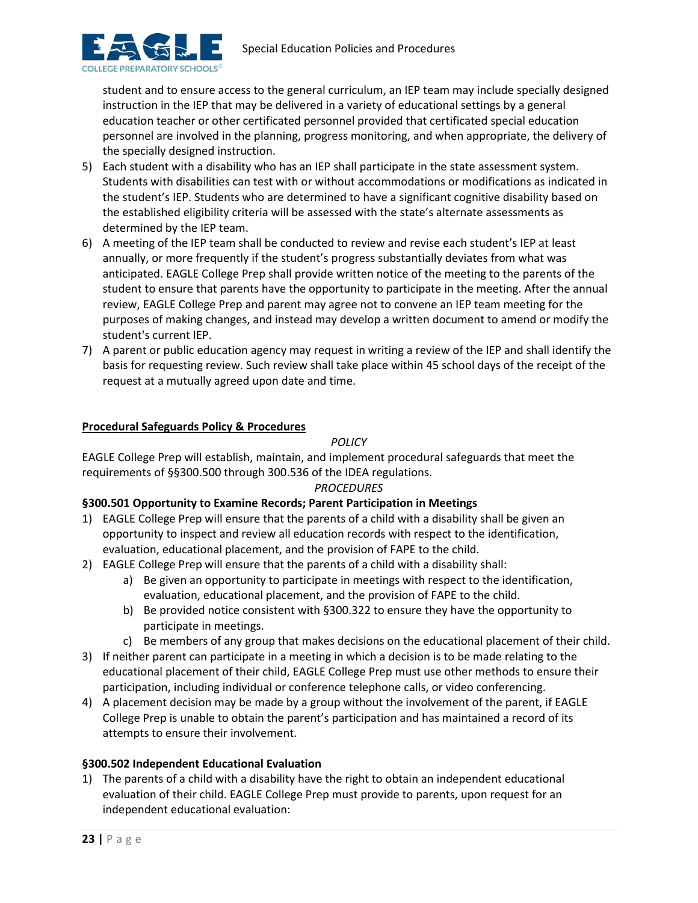student and to ensure access to the general curriculum, an IEP team may include specially designed instruction in the IEP that may be delivered in a variety of educational settings by a general education teacher or other certificated personnel provided that certificated special education personnel are involved in the planning, progress monitoring, and when appropriate, the delivery of the specially designed instruction.

5) Each student with a disability who has an IEP shall participate in the state assessment system. Students with disabilities can test with or without accommodations or modifications as indicated in the student's IEP. Students who are determined to have a significant cognitive disability based on the established eligibility criteria will be assessed with the state's alternate assessments as determined by the IEP team.
6) A meeting of the IEP team shall be conducted to review and revise each student's IEP at least annually, or more frequently if the student's progress substantially deviates from what was anticipated. EAGLE College Prep shall provide written notice of the meeting to the parents of the student to ensure that parents have the opportunity to participate in the meeting. After the annual review, EAGLE College Prep and parent may agree not to convene an IEP team meeting for the purposes of making changes, and instead may develop a written document to amend or modify the student's current IEP.
7) A parent or public education agency may request in writing a review of the IEP and shall identify the basis for requesting review. Such review shall take place within 45 school days of the receipt of the request at a mutually agreed upon date and time.

## Procedural Safeguards Policy & Procedures

*POLICY*

EAGLE College Prep will establish, maintain, and implement procedural safeguards that meet the requirements of §§300.500 through 300.536 of the IDEA regulations.

*PROCEDURES*

### §300.501 Opportunity to Examine Records; Parent Participation in Meetings

1) EAGLE College Prep will ensure that the parents of a child with a disability shall be given an opportunity to inspect and review all education records with respect to the identification, evaluation, educational placement, and the provision of FAPE to the child.
2) EAGLE College Prep will ensure that the parents of a child with a disability shall:
    a) Be given an opportunity to participate in meetings with respect to the identification, evaluation, educational placement, and the provision of FAPE to the child.
    b) Be provided notice consistent with §300.322 to ensure they have the opportunity to participate in meetings.
    c) Be members of any group that makes decisions on the educational placement of their child.
3) If neither parent can participate in a meeting in which a decision is to be made relating to the educational placement of their child, EAGLE College Prep must use other methods to ensure their participation, including individual or conference telephone calls, or video conferencing.
4) A placement decision may be made by a group without the involvement of the parent, if EAGLE College Prep is unable to obtain the parent's participation and has maintained a record of its attempts to ensure their involvement.

### §300.502 Independent Educational Evaluation

1) The parents of a child with a disability have the right to obtain an independent educational evaluation of their child. EAGLE College Prep must provide to parents, upon request for an independent educational evaluation: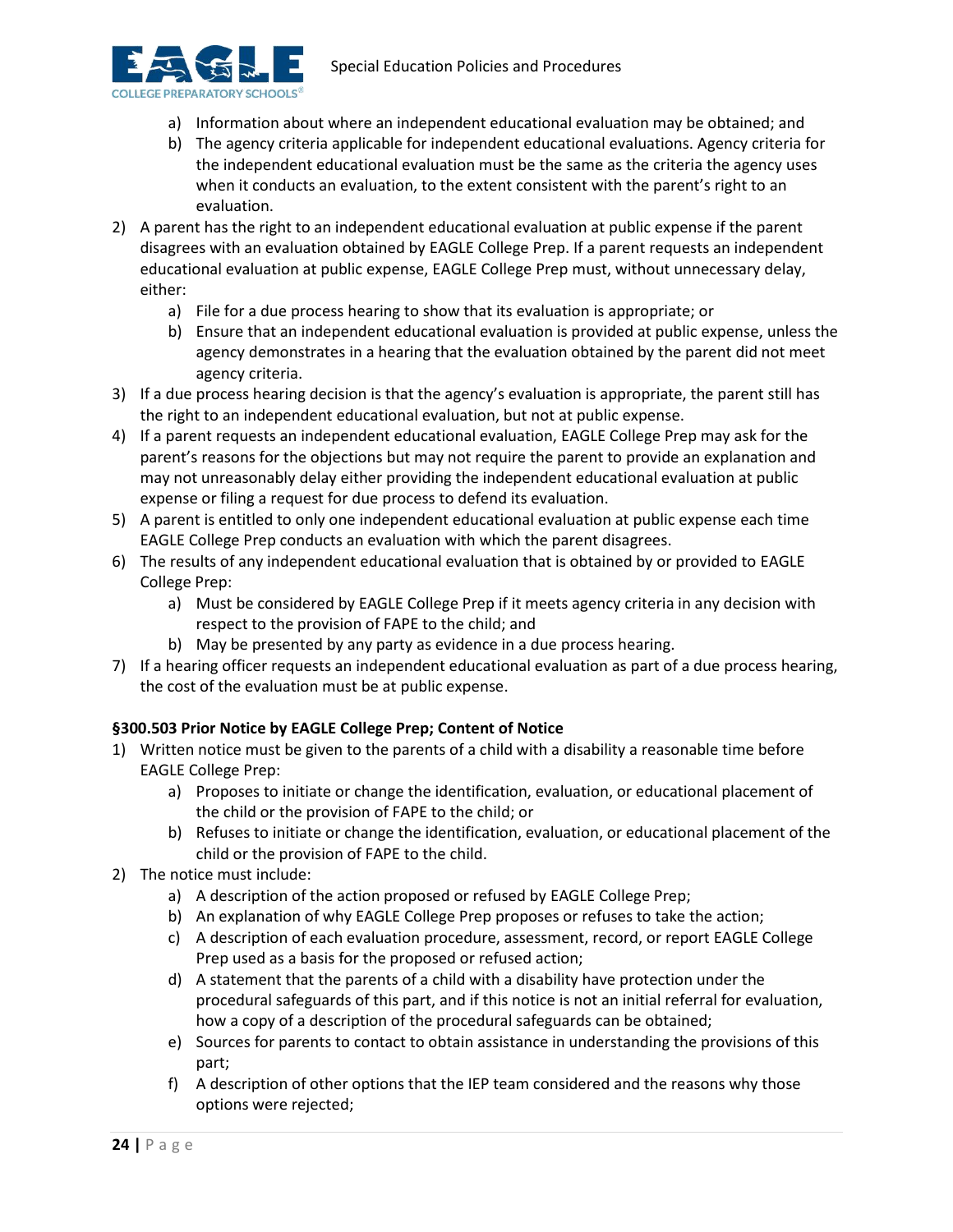a) Information about where an independent educational evaluation may be obtained; and
   b) The agency criteria applicable for independent educational evaluations. Agency criteria for the independent educational evaluation must be the same as the criteria the agency uses when it conducts an evaluation, to the extent consistent with the parent's right to an evaluation.
2) A parent has the right to an independent educational evaluation at public expense if the parent disagrees with an evaluation obtained by EAGLE College Prep. If a parent requests an independent educational evaluation at public expense, EAGLE College Prep must, without unnecessary delay, either:
   a) File for a due process hearing to show that its evaluation is appropriate; or
   b) Ensure that an independent educational evaluation is provided at public expense, unless the agency demonstrates in a hearing that the evaluation obtained by the parent did not meet agency criteria.
3) If a due process hearing decision is that the agency's evaluation is appropriate, the parent still has the right to an independent educational evaluation, but not at public expense.
4) If a parent requests an independent educational evaluation, EAGLE College Prep may ask for the parent's reasons for the objections but may not require the parent to provide an explanation and may not unreasonably delay either providing the independent educational evaluation at public expense or filing a request for due process to defend its evaluation.
5) A parent is entitled to only one independent educational evaluation at public expense each time EAGLE College Prep conducts an evaluation with which the parent disagrees.
6) The results of any independent educational evaluation that is obtained by or provided to EAGLE College Prep:
   a) Must be considered by EAGLE College Prep if it meets agency criteria in any decision with respect to the provision of FAPE to the child; and
   b) May be presented by any party as evidence in a due process hearing.
7) If a hearing officer requests an independent educational evaluation as part of a due process hearing, the cost of the evaluation must be at public expense.

**§300.503 Prior Notice by EAGLE College Prep; Content of Notice**

1) Written notice must be given to the parents of a child with a disability a reasonable time before EAGLE College Prep:
   a) Proposes to initiate or change the identification, evaluation, or educational placement of the child or the provision of FAPE to the child; or
   b) Refuses to initiate or change the identification, evaluation, or educational placement of the child or the provision of FAPE to the child.
2) The notice must include:
   a) A description of the action proposed or refused by EAGLE College Prep;
   b) An explanation of why EAGLE College Prep proposes or refuses to take the action;
   c) A description of each evaluation procedure, assessment, record, or report EAGLE College Prep used as a basis for the proposed or refused action;
   d) A statement that the parents of a child with a disability have protection under the procedural safeguards of this part, and if this notice is not an initial referral for evaluation, how a copy of a description of the procedural safeguards can be obtained;
   e) Sources for parents to contact to obtain assistance in understanding the provisions of this part;
   f) A description of other options that the IEP team considered and the reasons why those options were rejected;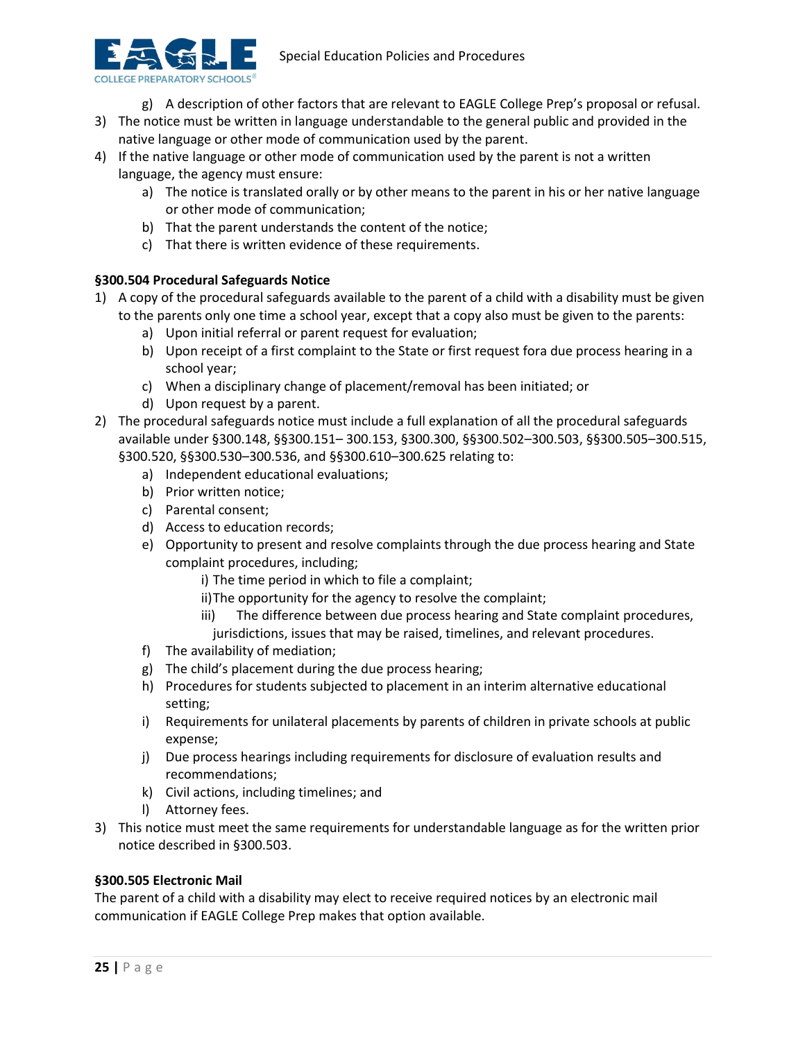g) A description of other factors that are relevant to EAGLE College Prep's proposal or refusal.

3) The notice must be written in language understandable to the general public and provided in the native language or other mode of communication used by the parent.
4) If the native language or other mode of communication used by the parent is not a written language, the agency must ensure:
   a) The notice is translated orally or by other means to the parent in his or her native language or other mode of communication;
   b) That the parent understands the content of the notice;
   c) That there is written evidence of these requirements.

**§300.504 Procedural Safeguards Notice**

1) A copy of the procedural safeguards available to the parent of a child with a disability must be given to the parents only one time a school year, except that a copy also must be given to the parents:
   a) Upon initial referral or parent request for evaluation;
   b) Upon receipt of a first complaint to the State or first request fora due process hearing in a school year;
   c) When a disciplinary change of placement/removal has been initiated; or
   d) Upon request by a parent.
2) The procedural safeguards notice must include a full explanation of all the procedural safeguards available under §300.148, §§300.151– 300.153, §300.300, §§300.502–300.503, §§300.505–300.515, §300.520, §§300.530–300.536, and §§300.610–300.625 relating to:
   a) Independent educational evaluations;
   b) Prior written notice;
   c) Parental consent;
   d) Access to education records;
   e) Opportunity to present and resolve complaints through the due process hearing and State complaint procedures, including;
      i) The time period in which to file a complaint;
      ii) The opportunity for the agency to resolve the complaint;
      iii) The difference between due process hearing and State complaint procedures, jurisdictions, issues that may be raised, timelines, and relevant procedures.
   f) The availability of mediation;
   g) The child's placement during the due process hearing;
   h) Procedures for students subjected to placement in an interim alternative educational setting;
   i) Requirements for unilateral placements by parents of children in private schools at public expense;
   j) Due process hearings including requirements for disclosure of evaluation results and recommendations;
   k) Civil actions, including timelines; and
   l) Attorney fees.
3) This notice must meet the same requirements for understandable language as for the written prior notice described in §300.503.

**§300.505 Electronic Mail**

The parent of a child with a disability may elect to receive required notices by an electronic mail communication if EAGLE College Prep makes that option available.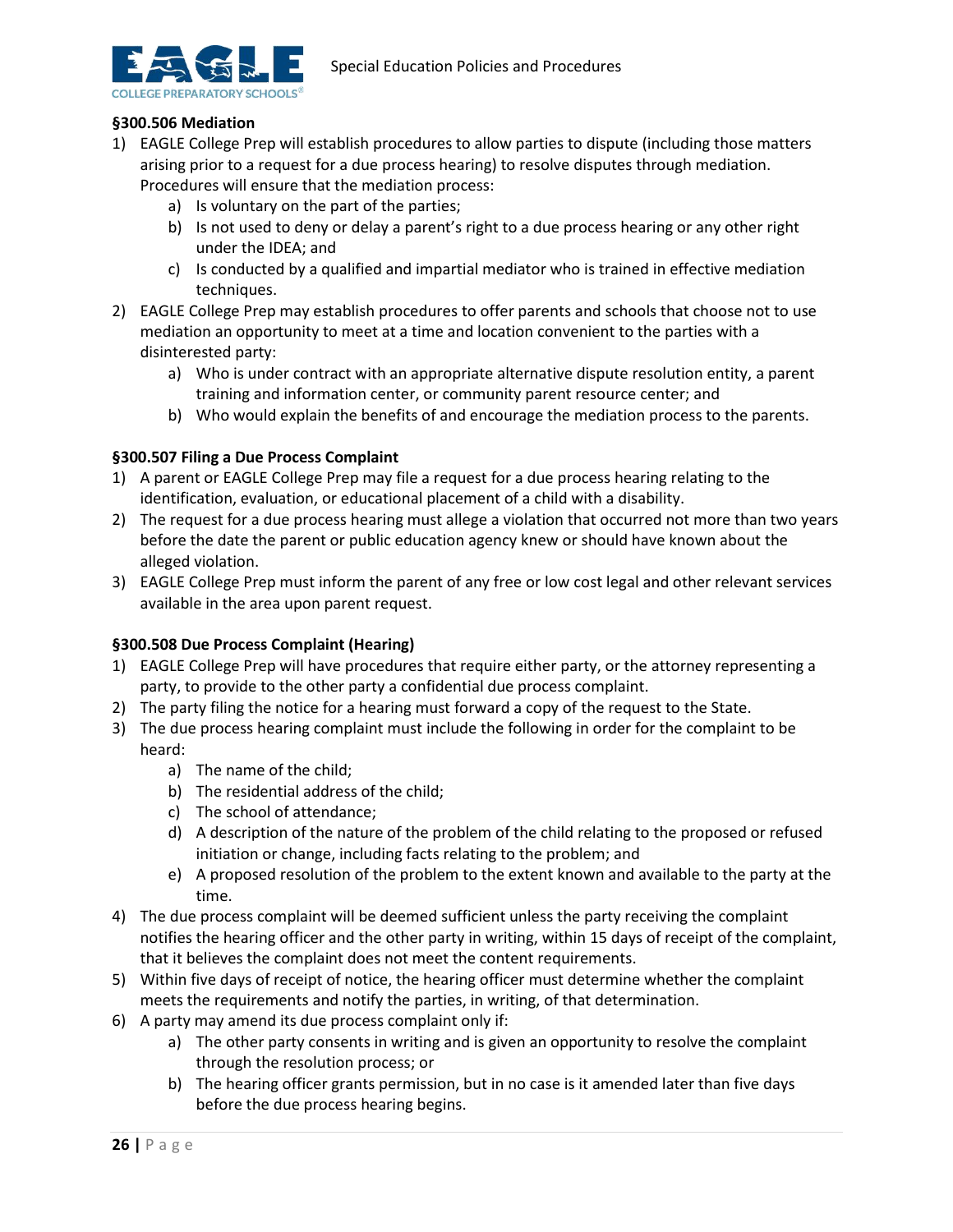### §300.506 Mediation

1) EAGLE College Prep will establish procedures to allow parties to dispute (including those matters arising prior to a request for a due process hearing) to resolve disputes through mediation. Procedures will ensure that the mediation process:
   a) Is voluntary on the part of the parties;
   b) Is not used to deny or delay a parent's right to a due process hearing or any other right under the IDEA; and
   c) Is conducted by a qualified and impartial mediator who is trained in effective mediation techniques.
2) EAGLE College Prep may establish procedures to offer parents and schools that choose not to use mediation an opportunity to meet at a time and location convenient to the parties with a disinterested party:
   a) Who is under contract with an appropriate alternative dispute resolution entity, a parent training and information center, or community parent resource center; and
   b) Who would explain the benefits of and encourage the mediation process to the parents.

### §300.507 Filing a Due Process Complaint

1) A parent or EAGLE College Prep may file a request for a due process hearing relating to the identification, evaluation, or educational placement of a child with a disability.
2) The request for a due process hearing must allege a violation that occurred not more than two years before the date the parent or public education agency knew or should have known about the alleged violation.
3) EAGLE College Prep must inform the parent of any free or low cost legal and other relevant services available in the area upon parent request.

### §300.508 Due Process Complaint (Hearing)

1) EAGLE College Prep will have procedures that require either party, or the attorney representing a party, to provide to the other party a confidential due process complaint.
2) The party filing the notice for a hearing must forward a copy of the request to the State.
3) The due process hearing complaint must include the following in order for the complaint to be heard:
   a) The name of the child;
   b) The residential address of the child;
   c) The school of attendance;
   d) A description of the nature of the problem of the child relating to the proposed or refused initiation or change, including facts relating to the problem; and
   e) A proposed resolution of the problem to the extent known and available to the party at the time.
4) The due process complaint will be deemed sufficient unless the party receiving the complaint notifies the hearing officer and the other party in writing, within 15 days of receipt of the complaint, that it believes the complaint does not meet the content requirements.
5) Within five days of receipt of notice, the hearing officer must determine whether the complaint meets the requirements and notify the parties, in writing, of that determination.
6) A party may amend its due process complaint only if:
   a) The other party consents in writing and is given an opportunity to resolve the complaint through the resolution process; or
   b) The hearing officer grants permission, but in no case is it amended later than five days before the due process hearing begins.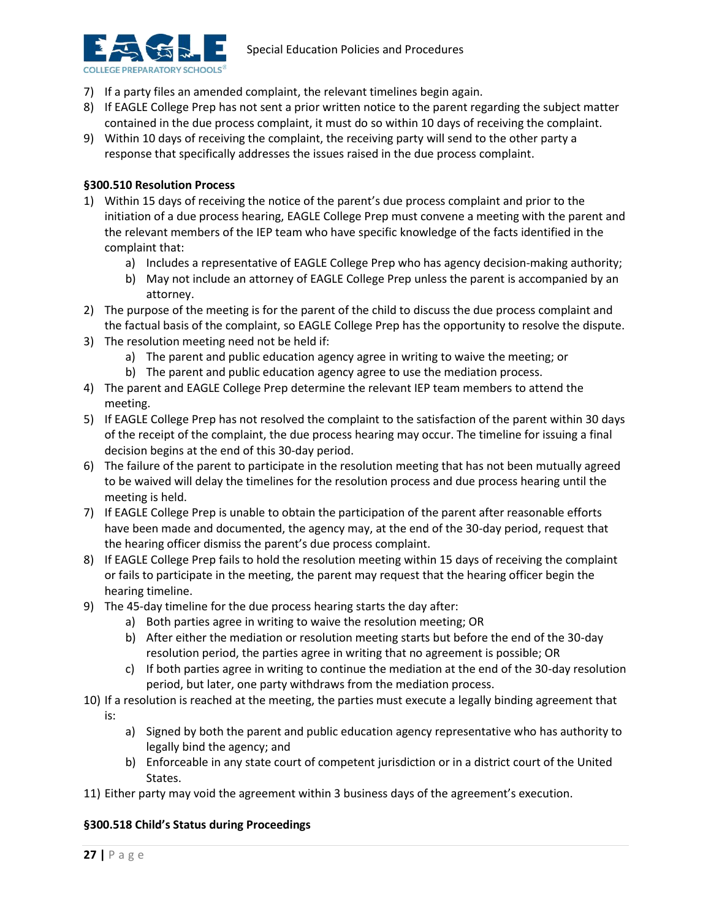7) If a party files an amended complaint, the relevant timelines begin again.
8) If EAGLE College Prep has not sent a prior written notice to the parent regarding the subject matter contained in the due process complaint, it must do so within 10 days of receiving the complaint.
9) Within 10 days of receiving the complaint, the receiving party will send to the other party a response that specifically addresses the issues raised in the due process complaint.

**§300.510 Resolution Process**

1) Within 15 days of receiving the notice of the parent's due process complaint and prior to the initiation of a due process hearing, EAGLE College Prep must convene a meeting with the parent and the relevant members of the IEP team who have specific knowledge of the facts identified in the complaint that:
    a) Includes a representative of EAGLE College Prep who has agency decision-making authority;
    b) May not include an attorney of EAGLE College Prep unless the parent is accompanied by an attorney.
2) The purpose of the meeting is for the parent of the child to discuss the due process complaint and the factual basis of the complaint, so EAGLE College Prep has the opportunity to resolve the dispute.
3) The resolution meeting need not be held if:
    a) The parent and public education agency agree in writing to waive the meeting; or
    b) The parent and public education agency agree to use the mediation process.
4) The parent and EAGLE College Prep determine the relevant IEP team members to attend the meeting.
5) If EAGLE College Prep has not resolved the complaint to the satisfaction of the parent within 30 days of the receipt of the complaint, the due process hearing may occur. The timeline for issuing a final decision begins at the end of this 30-day period.
6) The failure of the parent to participate in the resolution meeting that has not been mutually agreed to be waived will delay the timelines for the resolution process and due process hearing until the meeting is held.
7) If EAGLE College Prep is unable to obtain the participation of the parent after reasonable efforts have been made and documented, the agency may, at the end of the 30-day period, request that the hearing officer dismiss the parent's due process complaint.
8) If EAGLE College Prep fails to hold the resolution meeting within 15 days of receiving the complaint or fails to participate in the meeting, the parent may request that the hearing officer begin the hearing timeline.
9) The 45-day timeline for the due process hearing starts the day after:
    a) Both parties agree in writing to waive the resolution meeting; OR
    b) After either the mediation or resolution meeting starts but before the end of the 30-day resolution period, the parties agree in writing that no agreement is possible; OR
    c) If both parties agree in writing to continue the mediation at the end of the 30-day resolution period, but later, one party withdraws from the mediation process.
10) If a resolution is reached at the meeting, the parties must execute a legally binding agreement that is:
    a) Signed by both the parent and public education agency representative who has authority to legally bind the agency; and
    b) Enforceable in any state court of competent jurisdiction or in a district court of the United States.
11) Either party may void the agreement within 3 business days of the agreement's execution.

**§300.518 Child's Status during Proceedings**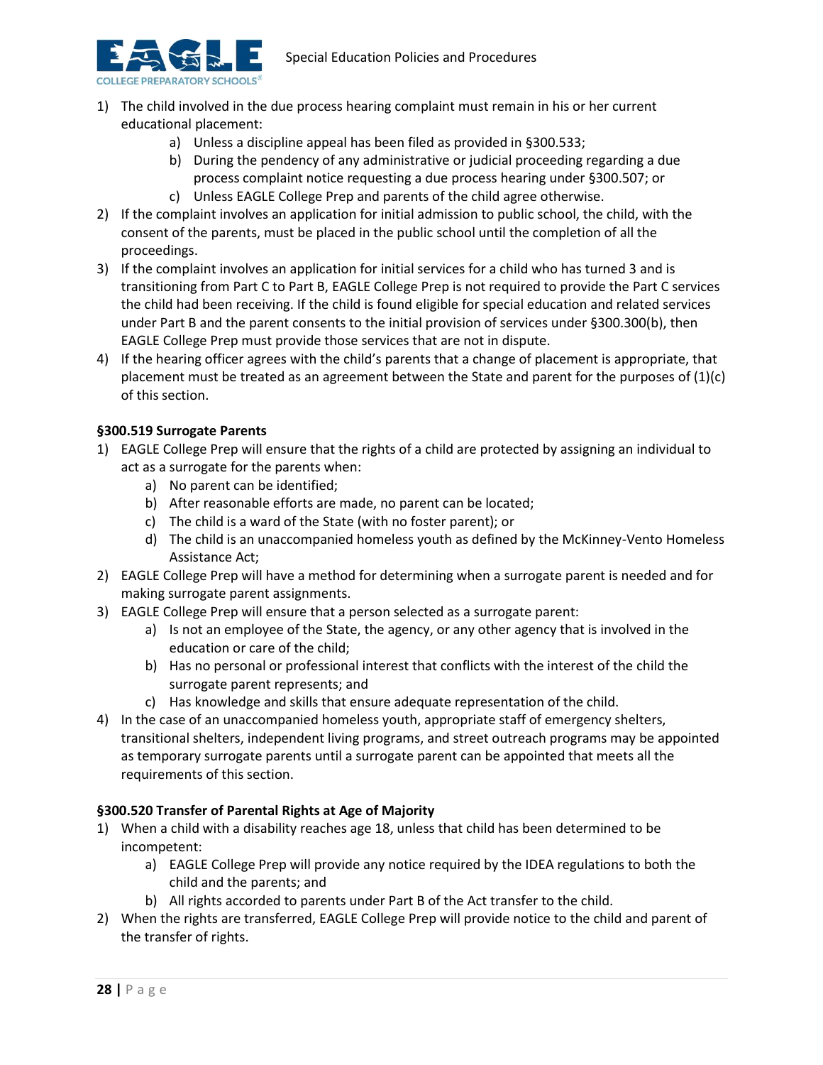1) The child involved in the due process hearing complaint must remain in his or her current educational placement:
    a) Unless a discipline appeal has been filed as provided in §300.533;
    b) During the pendency of any administrative or judicial proceeding regarding a due process complaint notice requesting a due process hearing under §300.507; or
    c) Unless EAGLE College Prep and parents of the child agree otherwise.
2) If the complaint involves an application for initial admission to public school, the child, with the consent of the parents, must be placed in the public school until the completion of all the proceedings.
3) If the complaint involves an application for initial services for a child who has turned 3 and is transitioning from Part C to Part B, EAGLE College Prep is not required to provide the Part C services the child had been receiving. If the child is found eligible for special education and related services under Part B and the parent consents to the initial provision of services under §300.300(b), then EAGLE College Prep must provide those services that are not in dispute.
4) If the hearing officer agrees with the child's parents that a change of placement is appropriate, that placement must be treated as an agreement between the State and parent for the purposes of (1)(c) of this section.

**§300.519 Surrogate Parents**

1) EAGLE College Prep will ensure that the rights of a child are protected by assigning an individual to act as a surrogate for the parents when:
    a) No parent can be identified;
    b) After reasonable efforts are made, no parent can be located;
    c) The child is a ward of the State (with no foster parent); or
    d) The child is an unaccompanied homeless youth as defined by the McKinney-Vento Homeless Assistance Act;
2) EAGLE College Prep will have a method for determining when a surrogate parent is needed and for making surrogate parent assignments.
3) EAGLE College Prep will ensure that a person selected as a surrogate parent:
    a) Is not an employee of the State, the agency, or any other agency that is involved in the education or care of the child;
    b) Has no personal or professional interest that conflicts with the interest of the child the surrogate parent represents; and
    c) Has knowledge and skills that ensure adequate representation of the child.
4) In the case of an unaccompanied homeless youth, appropriate staff of emergency shelters, transitional shelters, independent living programs, and street outreach programs may be appointed as temporary surrogate parents until a surrogate parent can be appointed that meets all the requirements of this section.

**§300.520 Transfer of Parental Rights at Age of Majority**

1) When a child with a disability reaches age 18, unless that child has been determined to be incompetent:
    a) EAGLE College Prep will provide any notice required by the IDEA regulations to both the child and the parents; and
    b) All rights accorded to parents under Part B of the Act transfer to the child.
2) When the rights are transferred, EAGLE College Prep will provide notice to the child and parent of the transfer of rights.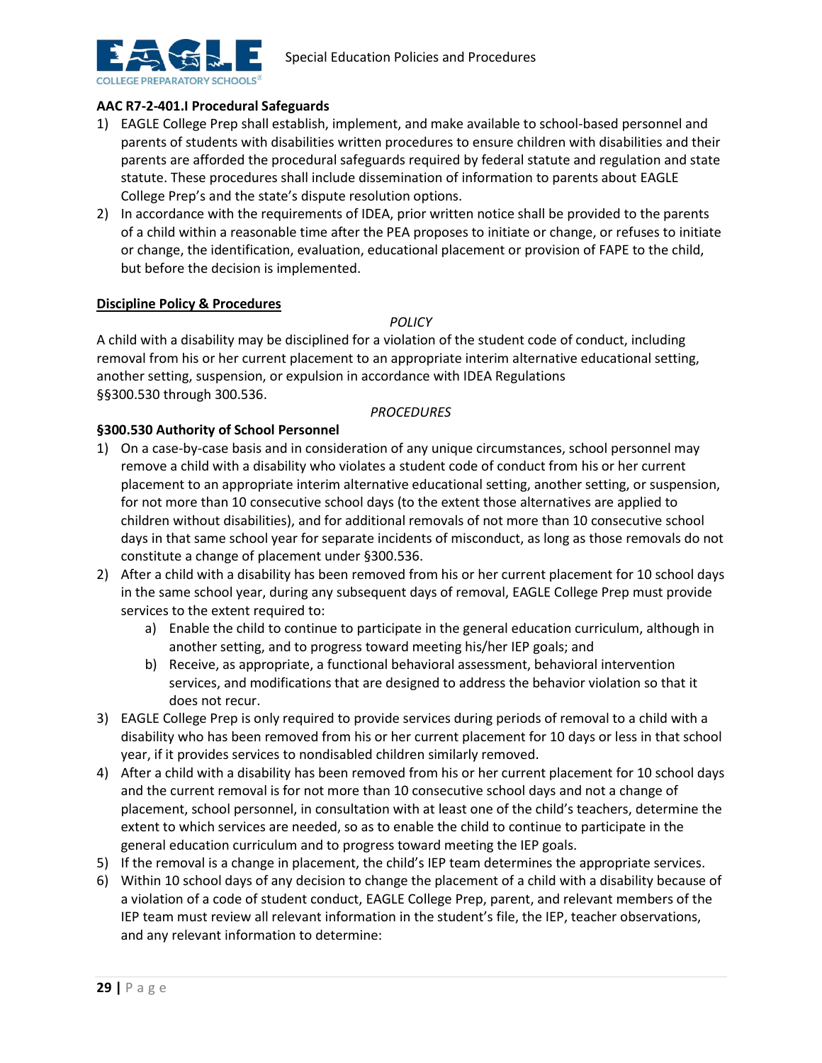**AAC R7-2-401.I Procedural Safeguards**

1) EAGLE College Prep shall establish, implement, and make available to school-based personnel and parents of students with disabilities written procedures to ensure children with disabilities and their parents are afforded the procedural safeguards required by federal statute and regulation and state statute. These procedures shall include dissemination of information to parents about EAGLE College Prep's and the state's dispute resolution options.
2) In accordance with the requirements of IDEA, prior written notice shall be provided to the parents of a child within a reasonable time after the PEA proposes to initiate or change, or refuses to initiate or change, the identification, evaluation, educational placement or provision of FAPE to the child, but before the decision is implemented.

**Discipline Policy & Procedures**

*POLICY*

A child with a disability may be disciplined for a violation of the student code of conduct, including removal from his or her current placement to an appropriate interim alternative educational setting, another setting, suspension, or expulsion in accordance with IDEA Regulations §§300.530 through 300.536.

*PROCEDURES*

**§300.530 Authority of School Personnel**

1) On a case-by-case basis and in consideration of any unique circumstances, school personnel may remove a child with a disability who violates a student code of conduct from his or her current placement to an appropriate interim alternative educational setting, another setting, or suspension, for not more than 10 consecutive school days (to the extent those alternatives are applied to children without disabilities), and for additional removals of not more than 10 consecutive school days in that same school year for separate incidents of misconduct, as long as those removals do not constitute a change of placement under §300.536.
2) After a child with a disability has been removed from his or her current placement for 10 school days in the same school year, during any subsequent days of removal, EAGLE College Prep must provide services to the extent required to:
    a) Enable the child to continue to participate in the general education curriculum, although in another setting, and to progress toward meeting his/her IEP goals; and
    b) Receive, as appropriate, a functional behavioral assessment, behavioral intervention services, and modifications that are designed to address the behavior violation so that it does not recur.
3) EAGLE College Prep is only required to provide services during periods of removal to a child with a disability who has been removed from his or her current placement for 10 days or less in that school year, if it provides services to nondisabled children similarly removed.
4) After a child with a disability has been removed from his or her current placement for 10 school days and the current removal is for not more than 10 consecutive school days and not a change of placement, school personnel, in consultation with at least one of the child's teachers, determine the extent to which services are needed, so as to enable the child to continue to participate in the general education curriculum and to progress toward meeting the IEP goals.
5) If the removal is a change in placement, the child's IEP team determines the appropriate services.
6) Within 10 school days of any decision to change the placement of a child with a disability because of a violation of a code of student conduct, EAGLE College Prep, parent, and relevant members of the IEP team must review all relevant information in the student's file, the IEP, teacher observations, and any relevant information to determine: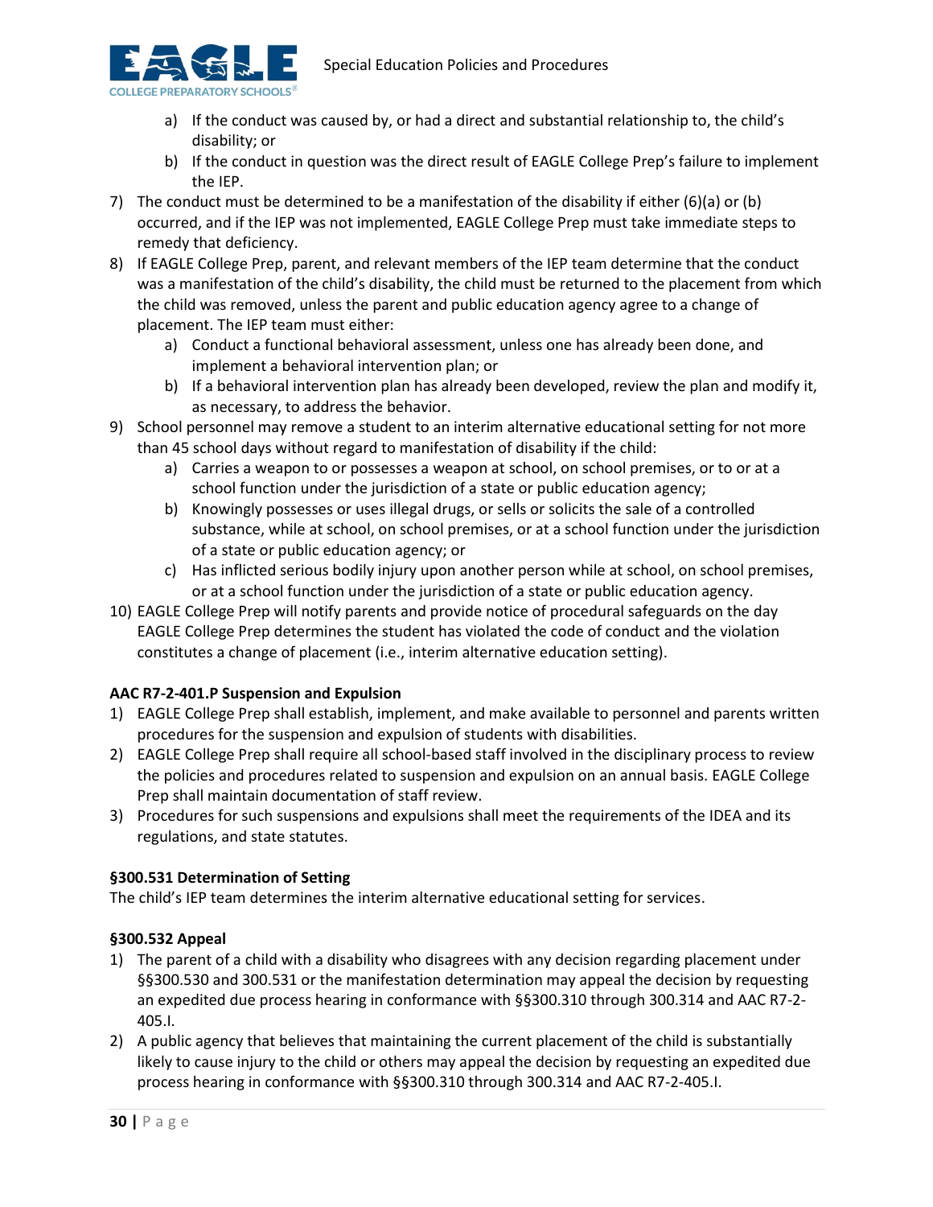a) If the conduct was caused by, or had a direct and substantial relationship to, the child's disability; or
   b) If the conduct in question was the direct result of EAGLE College Prep's failure to implement the IEP.
7) The conduct must be determined to be a manifestation of the disability if either (6)(a) or (b) occurred, and if the IEP was not implemented, EAGLE College Prep must take immediate steps to remedy that deficiency.
8) If EAGLE College Prep, parent, and relevant members of the IEP team determine that the conduct was a manifestation of the child's disability, the child must be returned to the placement from which the child was removed, unless the parent and public education agency agree to a change of placement. The IEP team must either:
   a) Conduct a functional behavioral assessment, unless one has already been done, and implement a behavioral intervention plan; or
   b) If a behavioral intervention plan has already been developed, review the plan and modify it, as necessary, to address the behavior.
9) School personnel may remove a student to an interim alternative educational setting for not more than 45 school days without regard to manifestation of disability if the child:
   a) Carries a weapon to or possesses a weapon at school, on school premises, or to or at a school function under the jurisdiction of a state or public education agency;
   b) Knowingly possesses or uses illegal drugs, or sells or solicits the sale of a controlled substance, while at school, on school premises, or at a school function under the jurisdiction of a state or public education agency; or
   c) Has inflicted serious bodily injury upon another person while at school, on school premises, or at a school function under the jurisdiction of a state or public education agency.
10) EAGLE College Prep will notify parents and provide notice of procedural safeguards on the day EAGLE College Prep determines the student has violated the code of conduct and the violation constitutes a change of placement (i.e., interim alternative education setting).

**AAC R7-2-401.P Suspension and Expulsion**

1) EAGLE College Prep shall establish, implement, and make available to personnel and parents written procedures for the suspension and expulsion of students with disabilities.
2) EAGLE College Prep shall require all school-based staff involved in the disciplinary process to review the policies and procedures related to suspension and expulsion on an annual basis. EAGLE College Prep shall maintain documentation of staff review.
3) Procedures for such suspensions and expulsions shall meet the requirements of the IDEA and its regulations, and state statutes.

**§300.531 Determination of Setting**

The child's IEP team determines the interim alternative educational setting for services.

**§300.532 Appeal**

1) The parent of a child with a disability who disagrees with any decision regarding placement under §§300.530 and 300.531 or the manifestation determination may appeal the decision by requesting an expedited due process hearing in conformance with §§300.310 through 300.314 and AAC R7-2-405.I.
2) A public agency that believes that maintaining the current placement of the child is substantially likely to cause injury to the child or others may appeal the decision by requesting an expedited due process hearing in conformance with §§300.310 through 300.314 and AAC R7-2-405.I.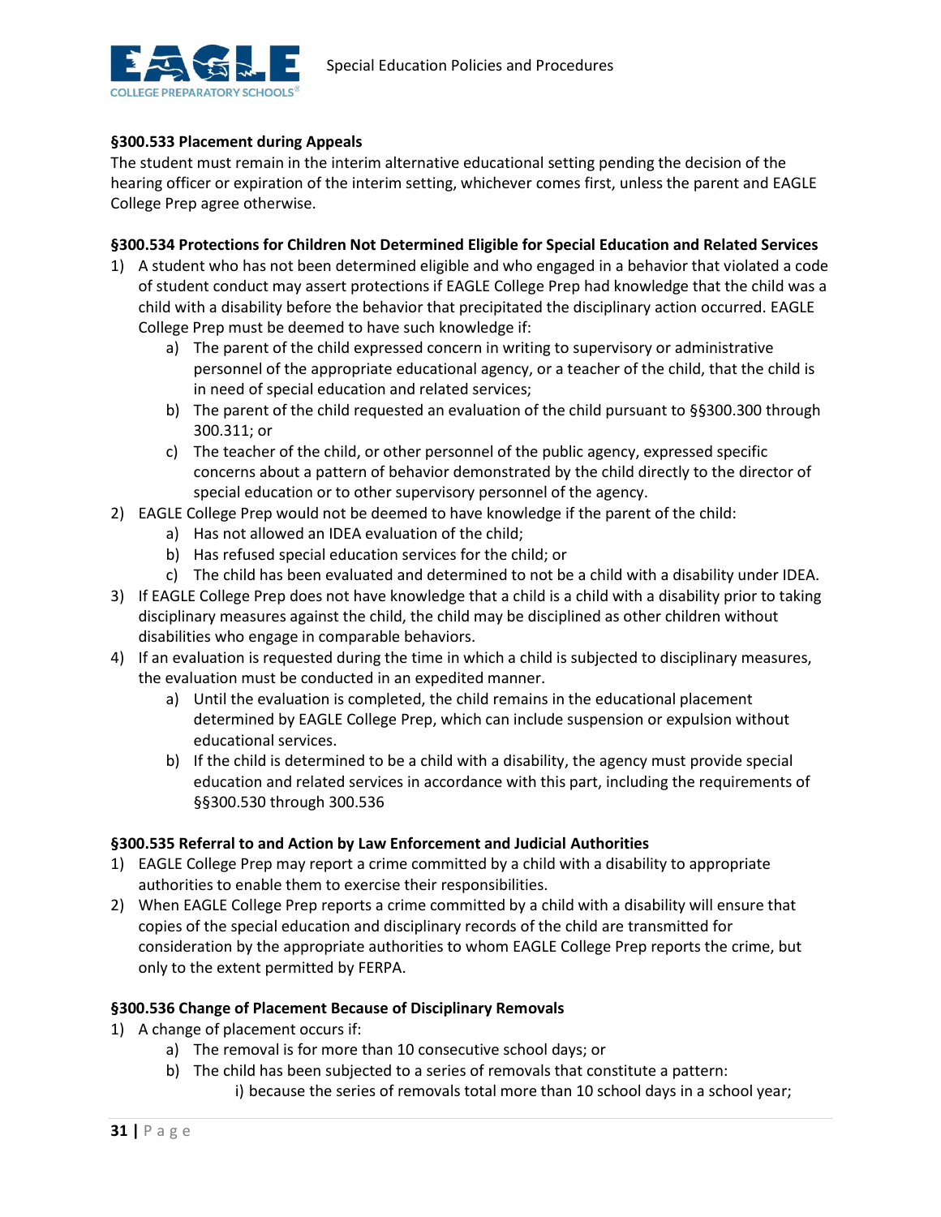**§300.533 Placement during Appeals**

The student must remain in the interim alternative educational setting pending the decision of the hearing officer or expiration of the interim setting, whichever comes first, unless the parent and EAGLE College Prep agree otherwise.

**§300.534 Protections for Children Not Determined Eligible for Special Education and Related Services**

1) A student who has not been determined eligible and who engaged in a behavior that violated a code of student conduct may assert protections if EAGLE College Prep had knowledge that the child was a child with a disability before the behavior that precipitated the disciplinary action occurred. EAGLE College Prep must be deemed to have such knowledge if:
    a) The parent of the child expressed concern in writing to supervisory or administrative personnel of the appropriate educational agency, or a teacher of the child, that the child is in need of special education and related services;
    b) The parent of the child requested an evaluation of the child pursuant to §§300.300 through 300.311; or
    c) The teacher of the child, or other personnel of the public agency, expressed specific concerns about a pattern of behavior demonstrated by the child directly to the director of special education or to other supervisory personnel of the agency.
2) EAGLE College Prep would not be deemed to have knowledge if the parent of the child:
    a) Has not allowed an IDEA evaluation of the child;
    b) Has refused special education services for the child; or
    c) The child has been evaluated and determined to not be a child with a disability under IDEA.
3) If EAGLE College Prep does not have knowledge that a child is a child with a disability prior to taking disciplinary measures against the child, the child may be disciplined as other children without disabilities who engage in comparable behaviors.
4) If an evaluation is requested during the time in which a child is subjected to disciplinary measures, the evaluation must be conducted in an expedited manner.
    a) Until the evaluation is completed, the child remains in the educational placement determined by EAGLE College Prep, which can include suspension or expulsion without educational services.
    b) If the child is determined to be a child with a disability, the agency must provide special education and related services in accordance with this part, including the requirements of §§300.530 through 300.536

**§300.535 Referral to and Action by Law Enforcement and Judicial Authorities**

1) EAGLE College Prep may report a crime committed by a child with a disability to appropriate authorities to enable them to exercise their responsibilities.
2) When EAGLE College Prep reports a crime committed by a child with a disability will ensure that copies of the special education and disciplinary records of the child are transmitted for consideration by the appropriate authorities to whom EAGLE College Prep reports the crime, but only to the extent permitted by FERPA.

**§300.536 Change of Placement Because of Disciplinary Removals**

1) A change of placement occurs if:
    a) The removal is for more than 10 consecutive school days; or
    b) The child has been subjected to a series of removals that constitute a pattern:
        i) because the series of removals total more than 10 school days in a school year;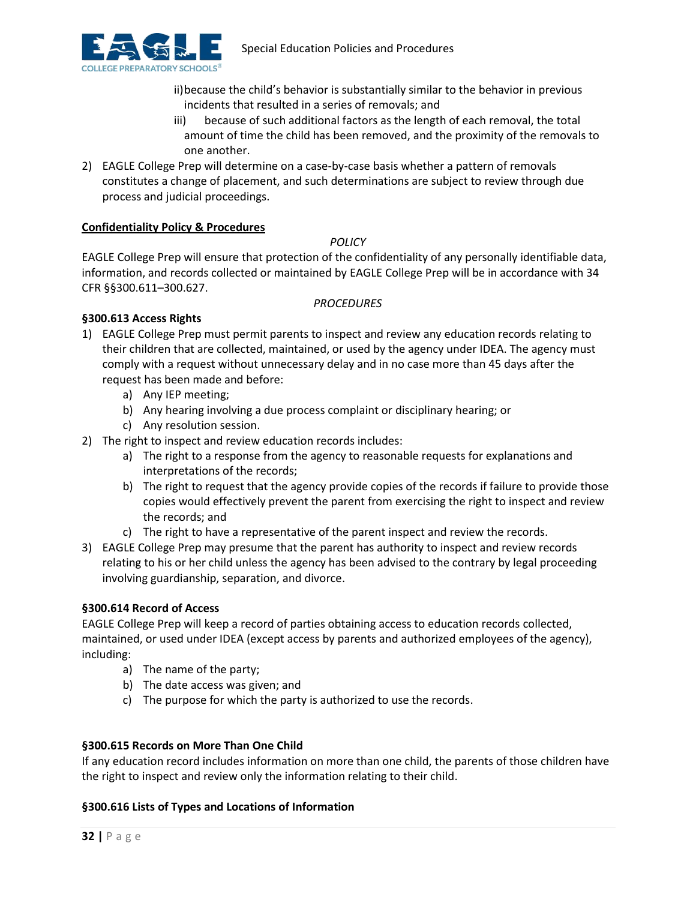ii) because the child's behavior is substantially similar to the behavior in previous incidents that resulted in a series of removals; and

iii) because of such additional factors as the length of each removal, the total amount of time the child has been removed, and the proximity of the removals to one another.

2) EAGLE College Prep will determine on a case-by-case basis whether a pattern of removals constitutes a change of placement, and such determinations are subject to review through due process and judicial proceedings.

<u>**Confidentiality Policy & Procedures**</u>

*POLICY*

EAGLE College Prep will ensure that protection of the confidentiality of any personally identifiable data, information, and records collected or maintained by EAGLE College Prep will be in accordance with 34 CFR §§300.611–300.627.

*PROCEDURES*

**§300.613 Access Rights**

1) EAGLE College Prep must permit parents to inspect and review any education records relating to their children that are collected, maintained, or used by the agency under IDEA. The agency must comply with a request without unnecessary delay and in no case more than 45 days after the request has been made and before:
   a) Any IEP meeting;
   b) Any hearing involving a due process complaint or disciplinary hearing; or
   c) Any resolution session.
2) The right to inspect and review education records includes:
   a) The right to a response from the agency to reasonable requests for explanations and interpretations of the records;
   b) The right to request that the agency provide copies of the records if failure to provide those copies would effectively prevent the parent from exercising the right to inspect and review the records; and
   c) The right to have a representative of the parent inspect and review the records.
3) EAGLE College Prep may presume that the parent has authority to inspect and review records relating to his or her child unless the agency has been advised to the contrary by legal proceeding involving guardianship, separation, and divorce.

**§300.614 Record of Access**

EAGLE College Prep will keep a record of parties obtaining access to education records collected, maintained, or used under IDEA (except access by parents and authorized employees of the agency), including:

a) The name of the party;
b) The date access was given; and
c) The purpose for which the party is authorized to use the records.

**§300.615 Records on More Than One Child**

If any education record includes information on more than one child, the parents of those children have the right to inspect and review only the information relating to their child.

**§300.616 Lists of Types and Locations of Information**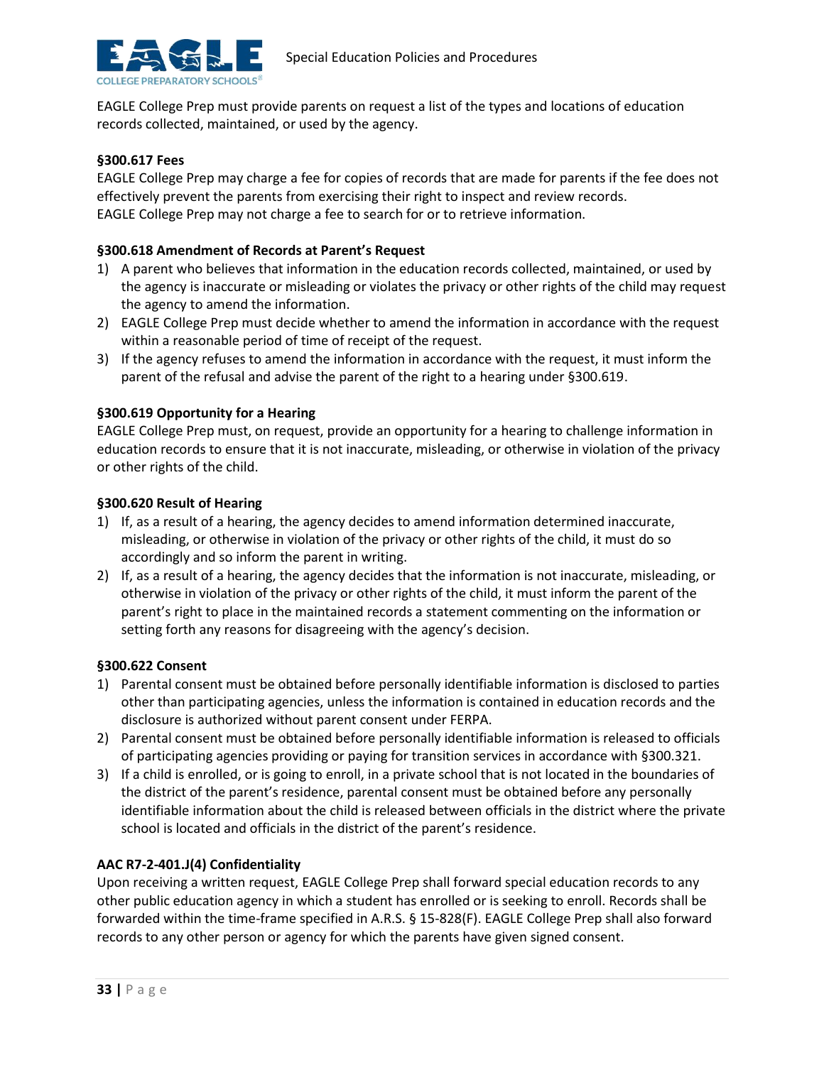EAGLE College Prep must provide parents on request a list of the types and locations of education records collected, maintained, or used by the agency.

**§300.617 Fees**

EAGLE College Prep may charge a fee for copies of records that are made for parents if the fee does not effectively prevent the parents from exercising their right to inspect and review records.
EAGLE College Prep may not charge a fee to search for or to retrieve information.

**§300.618 Amendment of Records at Parent's Request**

1) A parent who believes that information in the education records collected, maintained, or used by the agency is inaccurate or misleading or violates the privacy or other rights of the child may request the agency to amend the information.
2) EAGLE College Prep must decide whether to amend the information in accordance with the request within a reasonable period of time of receipt of the request.
3) If the agency refuses to amend the information in accordance with the request, it must inform the parent of the refusal and advise the parent of the right to a hearing under §300.619.

**§300.619 Opportunity for a Hearing**

EAGLE College Prep must, on request, provide an opportunity for a hearing to challenge information in education records to ensure that it is not inaccurate, misleading, or otherwise in violation of the privacy or other rights of the child.

**§300.620 Result of Hearing**

1) If, as a result of a hearing, the agency decides to amend information determined inaccurate, misleading, or otherwise in violation of the privacy or other rights of the child, it must do so accordingly and so inform the parent in writing.
2) If, as a result of a hearing, the agency decides that the information is not inaccurate, misleading, or otherwise in violation of the privacy or other rights of the child, it must inform the parent of the parent's right to place in the maintained records a statement commenting on the information or setting forth any reasons for disagreeing with the agency's decision.

**§300.622 Consent**

1) Parental consent must be obtained before personally identifiable information is disclosed to parties other than participating agencies, unless the information is contained in education records and the disclosure is authorized without parent consent under FERPA.
2) Parental consent must be obtained before personally identifiable information is released to officials of participating agencies providing or paying for transition services in accordance with §300.321.
3) If a child is enrolled, or is going to enroll, in a private school that is not located in the boundaries of the district of the parent's residence, parental consent must be obtained before any personally identifiable information about the child is released between officials in the district where the private school is located and officials in the district of the parent's residence.

**AAC R7-2-401.J(4) Confidentiality**

Upon receiving a written request, EAGLE College Prep shall forward special education records to any other public education agency in which a student has enrolled or is seeking to enroll. Records shall be forwarded within the time-frame specified in A.R.S. § 15-828(F). EAGLE College Prep shall also forward records to any other person or agency for which the parents have given signed consent.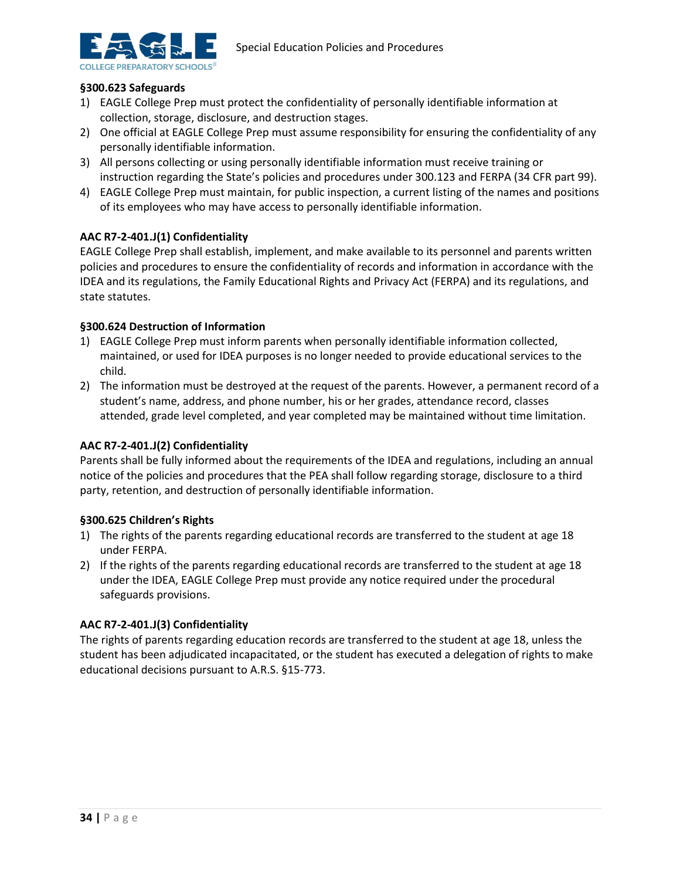**§300.623 Safeguards**

1) EAGLE College Prep must protect the confidentiality of personally identifiable information at collection, storage, disclosure, and destruction stages.
2) One official at EAGLE College Prep must assume responsibility for ensuring the confidentiality of any personally identifiable information.
3) All persons collecting or using personally identifiable information must receive training or instruction regarding the State's policies and procedures under 300.123 and FERPA (34 CFR part 99).
4) EAGLE College Prep must maintain, for public inspection, a current listing of the names and positions of its employees who may have access to personally identifiable information.

**AAC R7-2-401.J(1) Confidentiality**

EAGLE College Prep shall establish, implement, and make available to its personnel and parents written policies and procedures to ensure the confidentiality of records and information in accordance with the IDEA and its regulations, the Family Educational Rights and Privacy Act (FERPA) and its regulations, and state statutes.

**§300.624 Destruction of Information**

1) EAGLE College Prep must inform parents when personally identifiable information collected, maintained, or used for IDEA purposes is no longer needed to provide educational services to the child.
2) The information must be destroyed at the request of the parents. However, a permanent record of a student's name, address, and phone number, his or her grades, attendance record, classes attended, grade level completed, and year completed may be maintained without time limitation.

**AAC R7-2-401.J(2) Confidentiality**

Parents shall be fully informed about the requirements of the IDEA and regulations, including an annual notice of the policies and procedures that the PEA shall follow regarding storage, disclosure to a third party, retention, and destruction of personally identifiable information.

**§300.625 Children's Rights**

1) The rights of the parents regarding educational records are transferred to the student at age 18 under FERPA.
2) If the rights of the parents regarding educational records are transferred to the student at age 18 under the IDEA, EAGLE College Prep must provide any notice required under the procedural safeguards provisions.

**AAC R7-2-401.J(3) Confidentiality**

The rights of parents regarding education records are transferred to the student at age 18, unless the student has been adjudicated incapacitated, or the student has executed a delegation of rights to make educational decisions pursuant to A.R.S. §15-773.